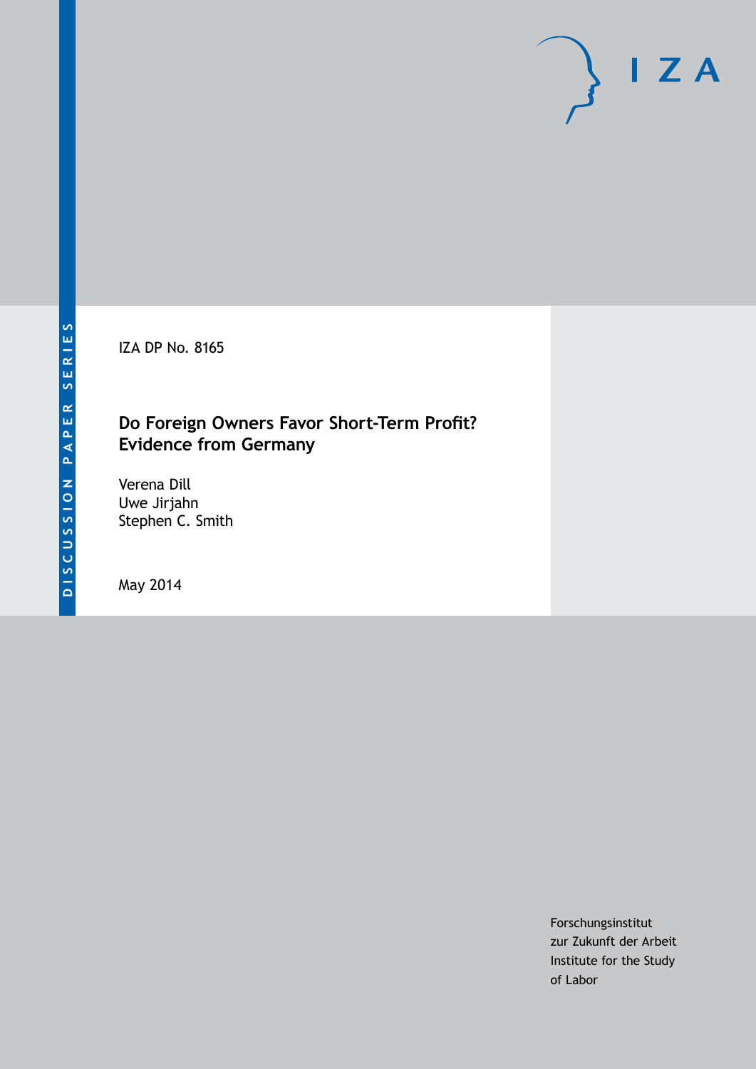DISCUSSION PAPER SERIES

IZA DP No. 8165

# Do Foreign Owners Favor Short-Term Profit? Evidence from Germany

Verena Dill
Uwe Jirjahn
Stephen C. Smith

May 2014

Forschungsinstitut
zur Zukunft der Arbeit
Institute for the Study
of Labor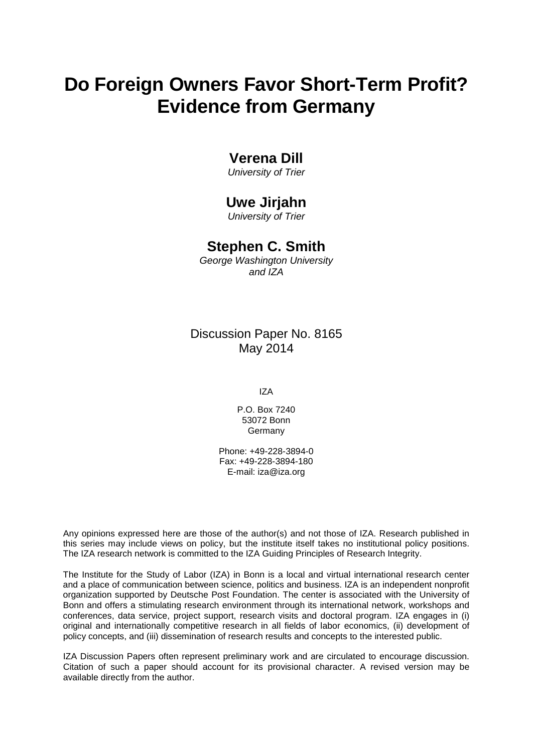# Do Foreign Owners Favor Short-Term Profit? Evidence from Germany

**Verena Dill**

*University of Trier*

**Uwe Jirjahn**

*University of Trier*

**Stephen C. Smith**

*George Washington University and IZA*

Discussion Paper No. 8165
May 2014

IZA

P.O. Box 7240
53072 Bonn
Germany

Phone: +49-228-3894-0
Fax: +49-228-3894-180
E-mail: iza@iza.org

Any opinions expressed here are those of the author(s) and not those of IZA. Research published in this series may include views on policy, but the institute itself takes no institutional policy positions. The IZA research network is committed to the IZA Guiding Principles of Research Integrity.

The Institute for the Study of Labor (IZA) in Bonn is a local and virtual international research center and a place of communication between science, politics and business. IZA is an independent nonprofit organization supported by Deutsche Post Foundation. The center is associated with the University of Bonn and offers a stimulating research environment through its international network, workshops and conferences, data service, project support, research visits and doctoral program. IZA engages in (i) original and internationally competitive research in all fields of labor economics, (ii) development of policy concepts, and (iii) dissemination of research results and concepts to the interested public.

IZA Discussion Papers often represent preliminary work and are circulated to encourage discussion. Citation of such a paper should account for its provisional character. A revised version may be available directly from the author.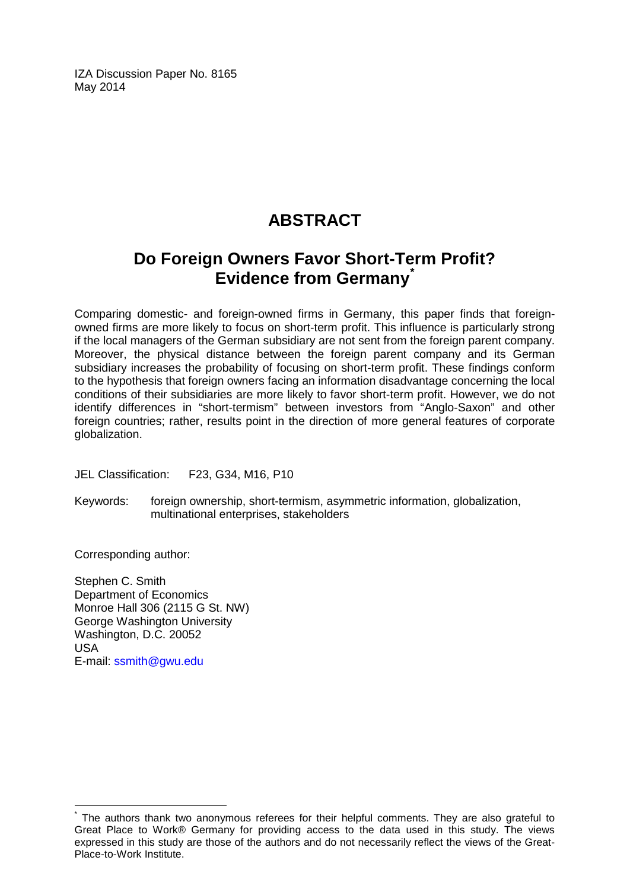IZA Discussion Paper No. 8165
May 2014

# ABSTRACT

## Do Foreign Owners Favor Short-Term Profit? Evidence from Germany[*]

Comparing domestic- and foreign-owned firms in Germany, this paper finds that foreign-owned firms are more likely to focus on short-term profit. This influence is particularly strong if the local managers of the German subsidiary are not sent from the foreign parent company. Moreover, the physical distance between the foreign parent company and its German subsidiary increases the probability of focusing on short-term profit. These findings conform to the hypothesis that foreign owners facing an information disadvantage concerning the local conditions of their subsidiaries are more likely to favor short-term profit. However, we do not identify differences in "short-termism" between investors from "Anglo-Saxon" and other foreign countries; rather, results point in the direction of more general features of corporate globalization.

JEL Classification: F23, G34, M16, P10

Keywords: foreign ownership, short-termism, asymmetric information, globalization, multinational enterprises, stakeholders

Corresponding author:

Stephen C. Smith
Department of Economics
Monroe Hall 306 (2115 G St. NW)
George Washington University
Washington, D.C. 20052
USA
E-mail: ssmith@gwu.edu

[*] The authors thank two anonymous referees for their helpful comments. They are also grateful to Great Place to Work® Germany for providing access to the data used in this study. The views expressed in this study are those of the authors and do not necessarily reflect the views of the Great-Place-to-Work Institute.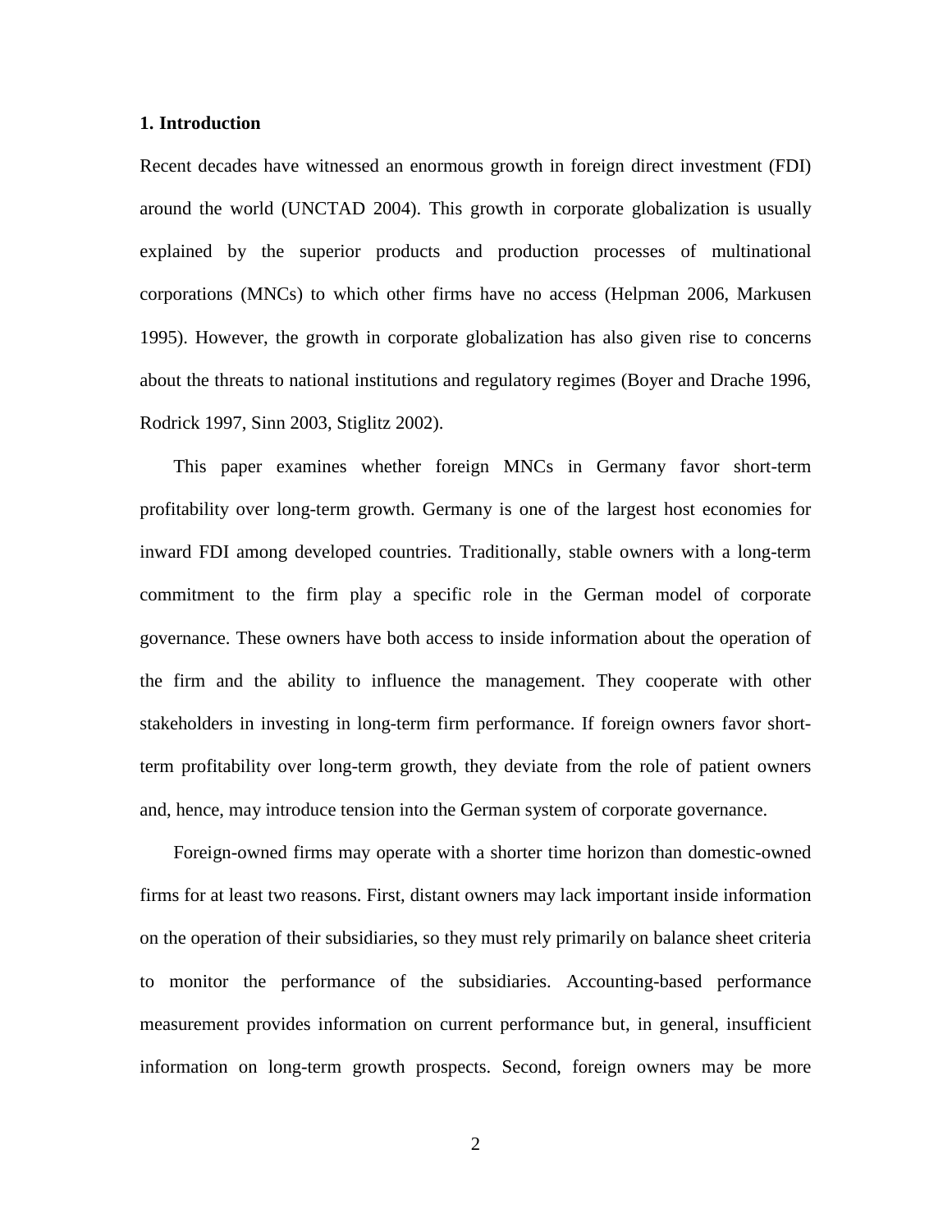## 1. Introduction

Recent decades have witnessed an enormous growth in foreign direct investment (FDI) around the world (UNCTAD 2004). This growth in corporate globalization is usually explained by the superior products and production processes of multinational corporations (MNCs) to which other firms have no access (Helpman 2006, Markusen 1995). However, the growth in corporate globalization has also given rise to concerns about the threats to national institutions and regulatory regimes (Boyer and Drache 1996, Rodrick 1997, Sinn 2003, Stiglitz 2002).

This paper examines whether foreign MNCs in Germany favor short-term profitability over long-term growth. Germany is one of the largest host economies for inward FDI among developed countries. Traditionally, stable owners with a long-term commitment to the firm play a specific role in the German model of corporate governance. These owners have both access to inside information about the operation of the firm and the ability to influence the management. They cooperate with other stakeholders in investing in long-term firm performance. If foreign owners favor short-term profitability over long-term growth, they deviate from the role of patient owners and, hence, may introduce tension into the German system of corporate governance.

Foreign-owned firms may operate with a shorter time horizon than domestic-owned firms for at least two reasons. First, distant owners may lack important inside information on the operation of their subsidiaries, so they must rely primarily on balance sheet criteria to monitor the performance of the subsidiaries. Accounting-based performance measurement provides information on current performance but, in general, insufficient information on long-term growth prospects. Second, foreign owners may be more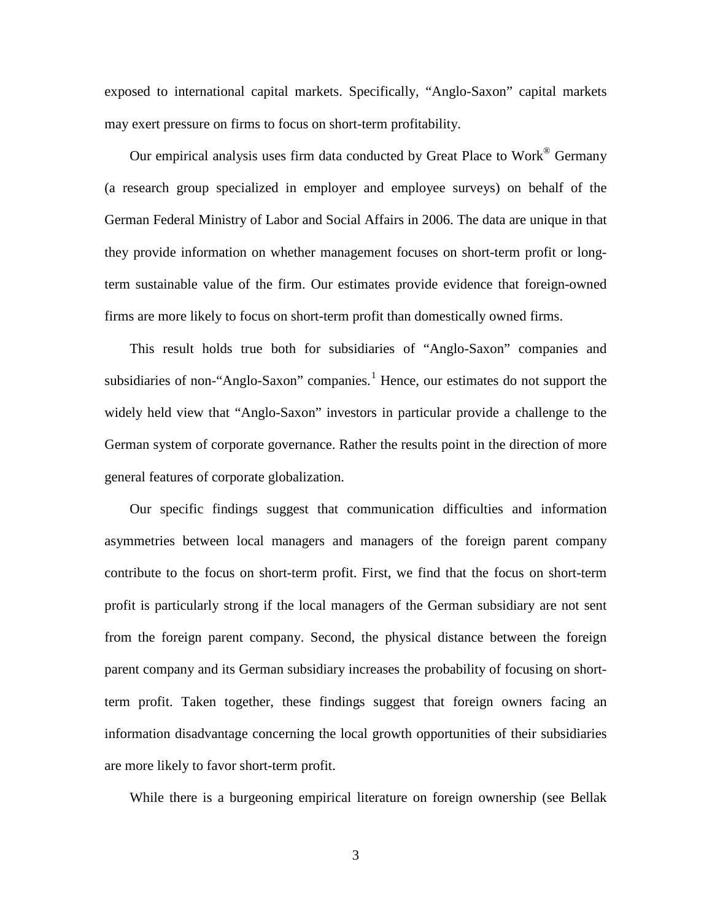exposed to international capital markets. Specifically, "Anglo-Saxon" capital markets may exert pressure on firms to focus on short-term profitability.

Our empirical analysis uses firm data conducted by Great Place to Work® Germany (a research group specialized in employer and employee surveys) on behalf of the German Federal Ministry of Labor and Social Affairs in 2006. The data are unique in that they provide information on whether management focuses on short-term profit or long-term sustainable value of the firm. Our estimates provide evidence that foreign-owned firms are more likely to focus on short-term profit than domestically owned firms.

This result holds true both for subsidiaries of "Anglo-Saxon" companies and subsidiaries of non-"Anglo-Saxon" companies.[1] Hence, our estimates do not support the widely held view that "Anglo-Saxon" investors in particular provide a challenge to the German system of corporate governance. Rather the results point in the direction of more general features of corporate globalization.

Our specific findings suggest that communication difficulties and information asymmetries between local managers and managers of the foreign parent company contribute to the focus on short-term profit. First, we find that the focus on short-term profit is particularly strong if the local managers of the German subsidiary are not sent from the foreign parent company. Second, the physical distance between the foreign parent company and its German subsidiary increases the probability of focusing on short-term profit. Taken together, these findings suggest that foreign owners facing an information disadvantage concerning the local growth opportunities of their subsidiaries are more likely to favor short-term profit.

While there is a burgeoning empirical literature on foreign ownership (see Bellak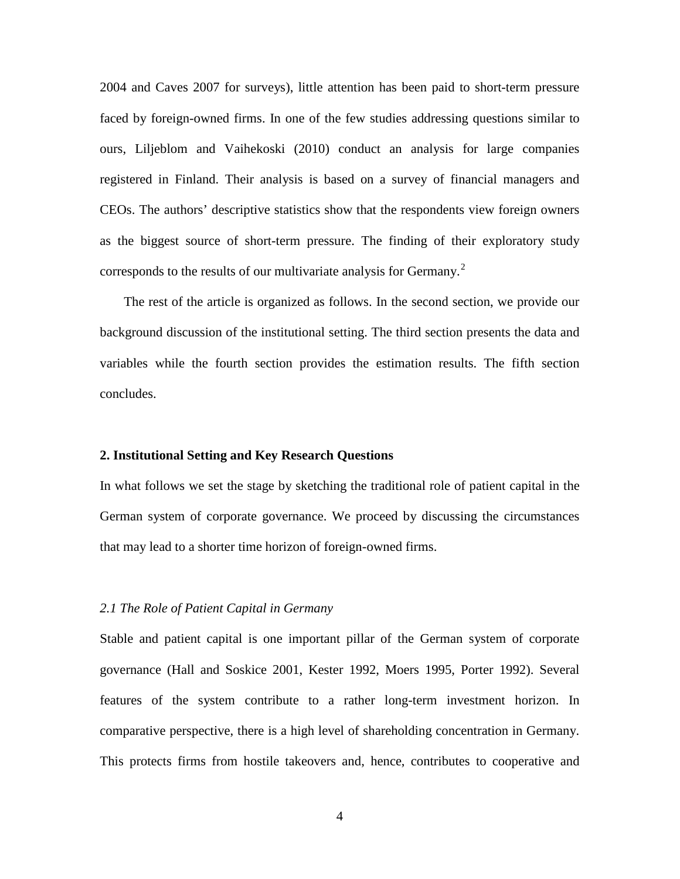2004 and Caves 2007 for surveys), little attention has been paid to short-term pressure faced by foreign-owned firms. In one of the few studies addressing questions similar to ours, Liljeblom and Vaihekoski (2010) conduct an analysis for large companies registered in Finland. Their analysis is based on a survey of financial managers and CEOs. The authors' descriptive statistics show that the respondents view foreign owners as the biggest source of short-term pressure. The finding of their exploratory study corresponds to the results of our multivariate analysis for Germany.[2]

The rest of the article is organized as follows. In the second section, we provide our background discussion of the institutional setting. The third section presents the data and variables while the fourth section provides the estimation results. The fifth section concludes.

## 2. Institutional Setting and Key Research Questions

In what follows we set the stage by sketching the traditional role of patient capital in the German system of corporate governance. We proceed by discussing the circumstances that may lead to a shorter time horizon of foreign-owned firms.

### *2.1 The Role of Patient Capital in Germany*

Stable and patient capital is one important pillar of the German system of corporate governance (Hall and Soskice 2001, Kester 1992, Moers 1995, Porter 1992). Several features of the system contribute to a rather long-term investment horizon. In comparative perspective, there is a high level of shareholding concentration in Germany. This protects firms from hostile takeovers and, hence, contributes to cooperative and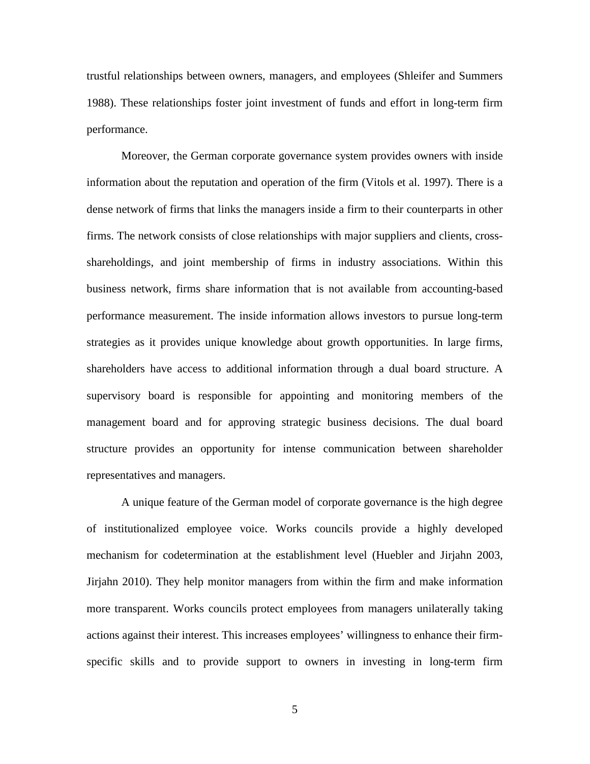trustful relationships between owners, managers, and employees (Shleifer and Summers 1988). These relationships foster joint investment of funds and effort in long-term firm performance.

Moreover, the German corporate governance system provides owners with inside information about the reputation and operation of the firm (Vitols et al. 1997). There is a dense network of firms that links the managers inside a firm to their counterparts in other firms. The network consists of close relationships with major suppliers and clients, cross-shareholdings, and joint membership of firms in industry associations. Within this business network, firms share information that is not available from accounting-based performance measurement. The inside information allows investors to pursue long-term strategies as it provides unique knowledge about growth opportunities. In large firms, shareholders have access to additional information through a dual board structure. A supervisory board is responsible for appointing and monitoring members of the management board and for approving strategic business decisions. The dual board structure provides an opportunity for intense communication between shareholder representatives and managers.

A unique feature of the German model of corporate governance is the high degree of institutionalized employee voice. Works councils provide a highly developed mechanism for codetermination at the establishment level (Huebler and Jirjahn 2003, Jirjahn 2010). They help monitor managers from within the firm and make information more transparent. Works councils protect employees from managers unilaterally taking actions against their interest. This increases employees' willingness to enhance their firm-specific skills and to provide support to owners in investing in long-term firm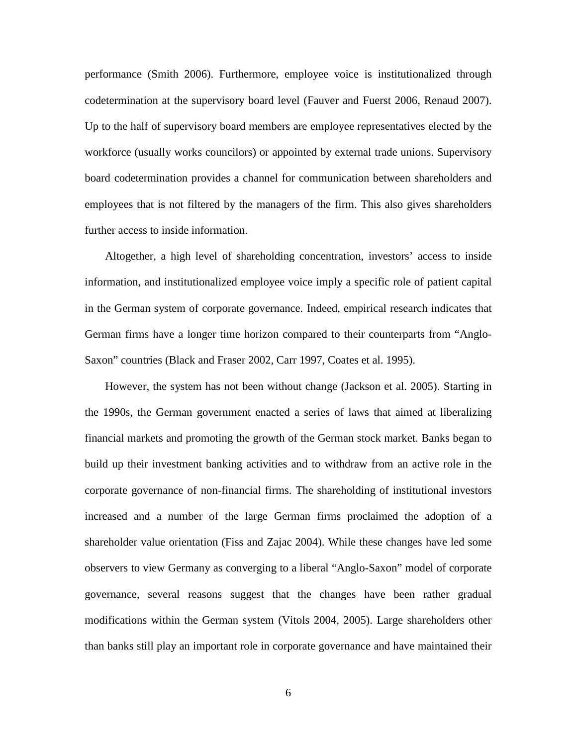performance (Smith 2006). Furthermore, employee voice is institutionalized through codetermination at the supervisory board level (Fauver and Fuerst 2006, Renaud 2007). Up to the half of supervisory board members are employee representatives elected by the workforce (usually works councilors) or appointed by external trade unions. Supervisory board codetermination provides a channel for communication between shareholders and employees that is not filtered by the managers of the firm. This also gives shareholders further access to inside information.

Altogether, a high level of shareholding concentration, investors' access to inside information, and institutionalized employee voice imply a specific role of patient capital in the German system of corporate governance. Indeed, empirical research indicates that German firms have a longer time horizon compared to their counterparts from "Anglo-Saxon" countries (Black and Fraser 2002, Carr 1997, Coates et al. 1995).

However, the system has not been without change (Jackson et al. 2005). Starting in the 1990s, the German government enacted a series of laws that aimed at liberalizing financial markets and promoting the growth of the German stock market. Banks began to build up their investment banking activities and to withdraw from an active role in the corporate governance of non-financial firms. The shareholding of institutional investors increased and a number of the large German firms proclaimed the adoption of a shareholder value orientation (Fiss and Zajac 2004). While these changes have led some observers to view Germany as converging to a liberal "Anglo-Saxon" model of corporate governance, several reasons suggest that the changes have been rather gradual modifications within the German system (Vitols 2004, 2005). Large shareholders other than banks still play an important role in corporate governance and have maintained their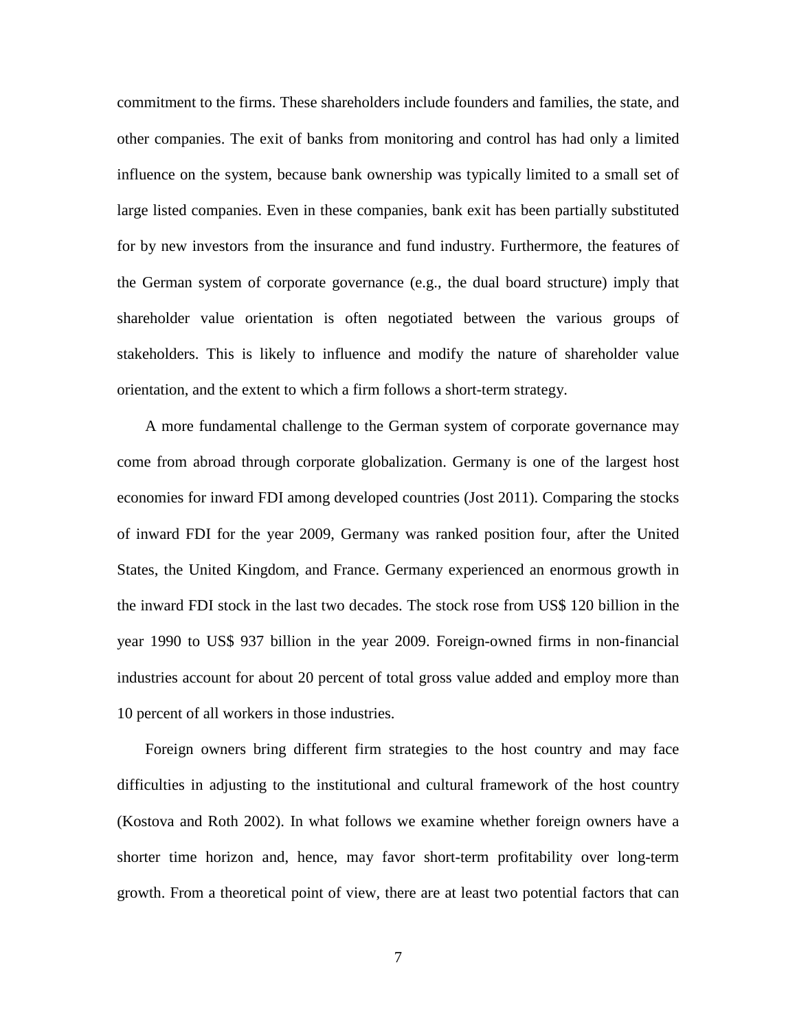commitment to the firms. These shareholders include founders and families, the state, and other companies. The exit of banks from monitoring and control has had only a limited influence on the system, because bank ownership was typically limited to a small set of large listed companies. Even in these companies, bank exit has been partially substituted for by new investors from the insurance and fund industry. Furthermore, the features of the German system of corporate governance (e.g., the dual board structure) imply that shareholder value orientation is often negotiated between the various groups of stakeholders. This is likely to influence and modify the nature of shareholder value orientation, and the extent to which a firm follows a short-term strategy.

A more fundamental challenge to the German system of corporate governance may come from abroad through corporate globalization. Germany is one of the largest host economies for inward FDI among developed countries (Jost 2011). Comparing the stocks of inward FDI for the year 2009, Germany was ranked position four, after the United States, the United Kingdom, and France. Germany experienced an enormous growth in the inward FDI stock in the last two decades. The stock rose from US$ 120 billion in the year 1990 to US$ 937 billion in the year 2009. Foreign-owned firms in non-financial industries account for about 20 percent of total gross value added and employ more than 10 percent of all workers in those industries.

Foreign owners bring different firm strategies to the host country and may face difficulties in adjusting to the institutional and cultural framework of the host country (Kostova and Roth 2002). In what follows we examine whether foreign owners have a shorter time horizon and, hence, may favor short-term profitability over long-term growth. From a theoretical point of view, there are at least two potential factors that can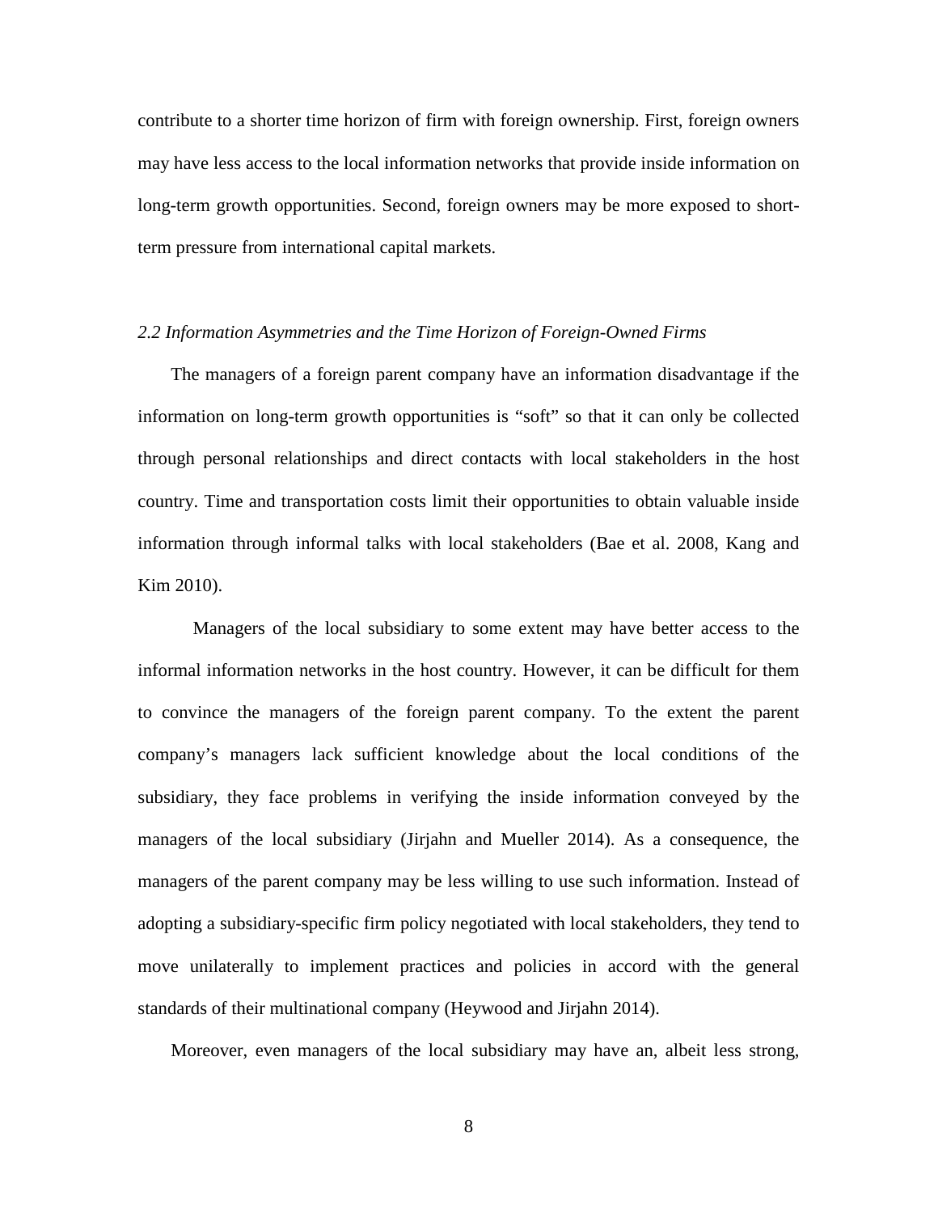contribute to a shorter time horizon of firm with foreign ownership. First, foreign owners may have less access to the local information networks that provide inside information on long-term growth opportunities. Second, foreign owners may be more exposed to short-term pressure from international capital markets.

### *2.2 Information Asymmetries and the Time Horizon of Foreign-Owned Firms*

The managers of a foreign parent company have an information disadvantage if the information on long-term growth opportunities is "soft" so that it can only be collected through personal relationships and direct contacts with local stakeholders in the host country. Time and transportation costs limit their opportunities to obtain valuable inside information through informal talks with local stakeholders (Bae et al. 2008, Kang and Kim 2010).

Managers of the local subsidiary to some extent may have better access to the informal information networks in the host country. However, it can be difficult for them to convince the managers of the foreign parent company. To the extent the parent company's managers lack sufficient knowledge about the local conditions of the subsidiary, they face problems in verifying the inside information conveyed by the managers of the local subsidiary (Jirjahn and Mueller 2014). As a consequence, the managers of the parent company may be less willing to use such information. Instead of adopting a subsidiary-specific firm policy negotiated with local stakeholders, they tend to move unilaterally to implement practices and policies in accord with the general standards of their multinational company (Heywood and Jirjahn 2014).

Moreover, even managers of the local subsidiary may have an, albeit less strong,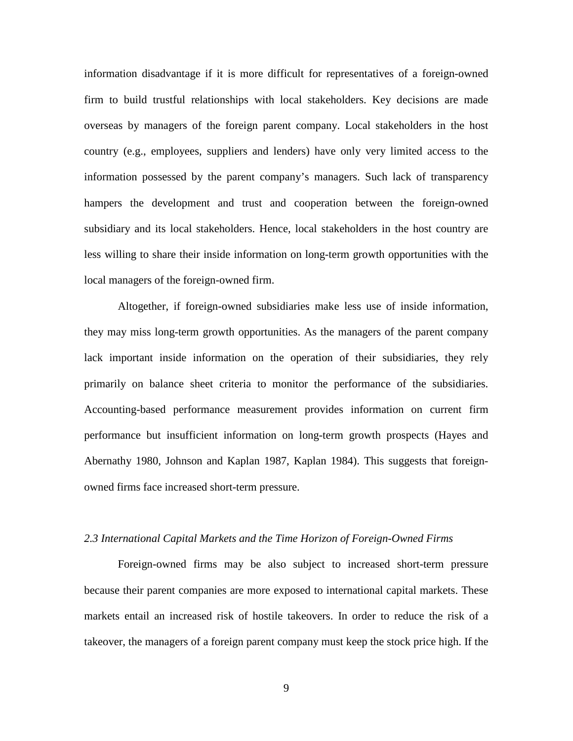information disadvantage if it is more difficult for representatives of a foreign-owned firm to build trustful relationships with local stakeholders. Key decisions are made overseas by managers of the foreign parent company. Local stakeholders in the host country (e.g., employees, suppliers and lenders) have only very limited access to the information possessed by the parent company's managers. Such lack of transparency hampers the development and trust and cooperation between the foreign-owned subsidiary and its local stakeholders. Hence, local stakeholders in the host country are less willing to share their inside information on long-term growth opportunities with the local managers of the foreign-owned firm.

Altogether, if foreign-owned subsidiaries make less use of inside information, they may miss long-term growth opportunities. As the managers of the parent company lack important inside information on the operation of their subsidiaries, they rely primarily on balance sheet criteria to monitor the performance of the subsidiaries. Accounting-based performance measurement provides information on current firm performance but insufficient information on long-term growth prospects (Hayes and Abernathy 1980, Johnson and Kaplan 1987, Kaplan 1984). This suggests that foreign-owned firms face increased short-term pressure.

### *2.3 International Capital Markets and the Time Horizon of Foreign-Owned Firms*

Foreign-owned firms may be also subject to increased short-term pressure because their parent companies are more exposed to international capital markets. These markets entail an increased risk of hostile takeovers. In order to reduce the risk of a takeover, the managers of a foreign parent company must keep the stock price high. If the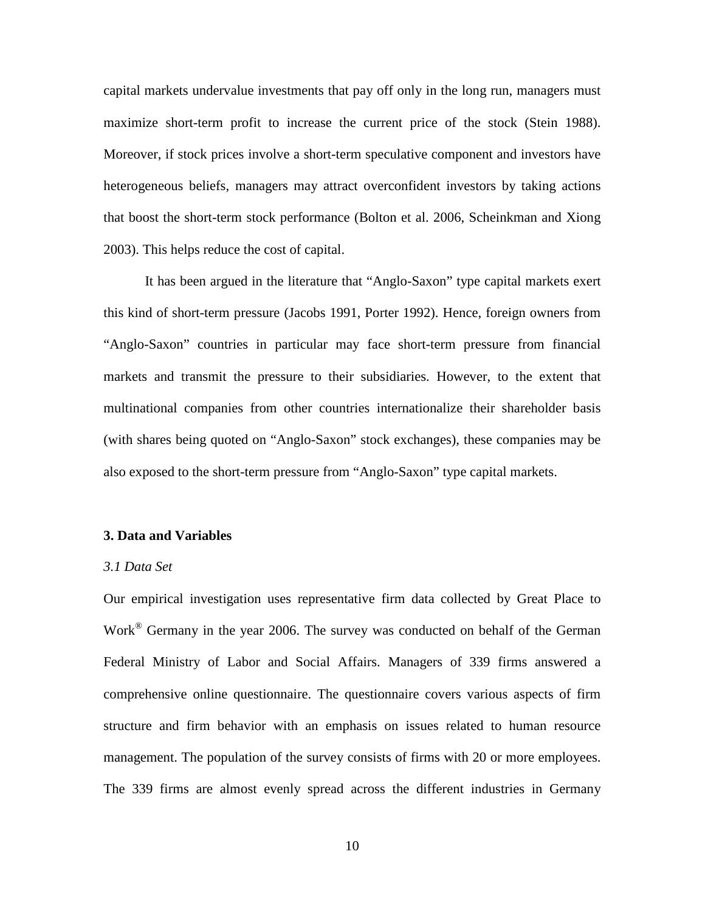capital markets undervalue investments that pay off only in the long run, managers must maximize short-term profit to increase the current price of the stock (Stein 1988). Moreover, if stock prices involve a short-term speculative component and investors have heterogeneous beliefs, managers may attract overconfident investors by taking actions that boost the short-term stock performance (Bolton et al. 2006, Scheinkman and Xiong 2003). This helps reduce the cost of capital.

It has been argued in the literature that "Anglo-Saxon" type capital markets exert this kind of short-term pressure (Jacobs 1991, Porter 1992). Hence, foreign owners from "Anglo-Saxon" countries in particular may face short-term pressure from financial markets and transmit the pressure to their subsidiaries. However, to the extent that multinational companies from other countries internationalize their shareholder basis (with shares being quoted on "Anglo-Saxon" stock exchanges), these companies may be also exposed to the short-term pressure from "Anglo-Saxon" type capital markets.

## 3. Data and Variables

### *3.1 Data Set*

Our empirical investigation uses representative firm data collected by Great Place to Work® Germany in the year 2006. The survey was conducted on behalf of the German Federal Ministry of Labor and Social Affairs. Managers of 339 firms answered a comprehensive online questionnaire. The questionnaire covers various aspects of firm structure and firm behavior with an emphasis on issues related to human resource management. The population of the survey consists of firms with 20 or more employees. The 339 firms are almost evenly spread across the different industries in Germany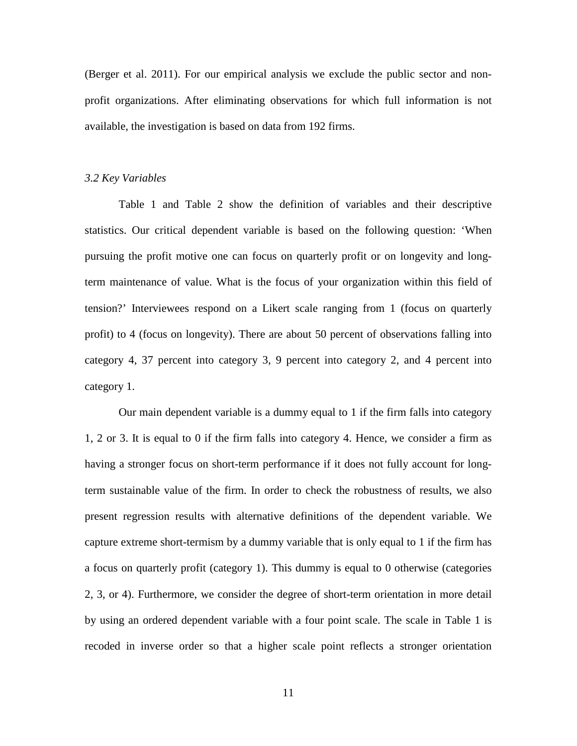(Berger et al. 2011). For our empirical analysis we exclude the public sector and non-profit organizations. After eliminating observations for which full information is not available, the investigation is based on data from 192 firms.

### *3.2 Key Variables*

Table 1 and Table 2 show the definition of variables and their descriptive statistics. Our critical dependent variable is based on the following question: 'When pursuing the profit motive one can focus on quarterly profit or on longevity and long-term maintenance of value. What is the focus of your organization within this field of tension?' Interviewees respond on a Likert scale ranging from 1 (focus on quarterly profit) to 4 (focus on longevity). There are about 50 percent of observations falling into category 4, 37 percent into category 3, 9 percent into category 2, and 4 percent into category 1.

Our main dependent variable is a dummy equal to 1 if the firm falls into category 1, 2 or 3. It is equal to 0 if the firm falls into category 4. Hence, we consider a firm as having a stronger focus on short-term performance if it does not fully account for long-term sustainable value of the firm. In order to check the robustness of results, we also present regression results with alternative definitions of the dependent variable. We capture extreme short-termism by a dummy variable that is only equal to 1 if the firm has a focus on quarterly profit (category 1). This dummy is equal to 0 otherwise (categories 2, 3, or 4). Furthermore, we consider the degree of short-term orientation in more detail by using an ordered dependent variable with a four point scale. The scale in Table 1 is recoded in inverse order so that a higher scale point reflects a stronger orientation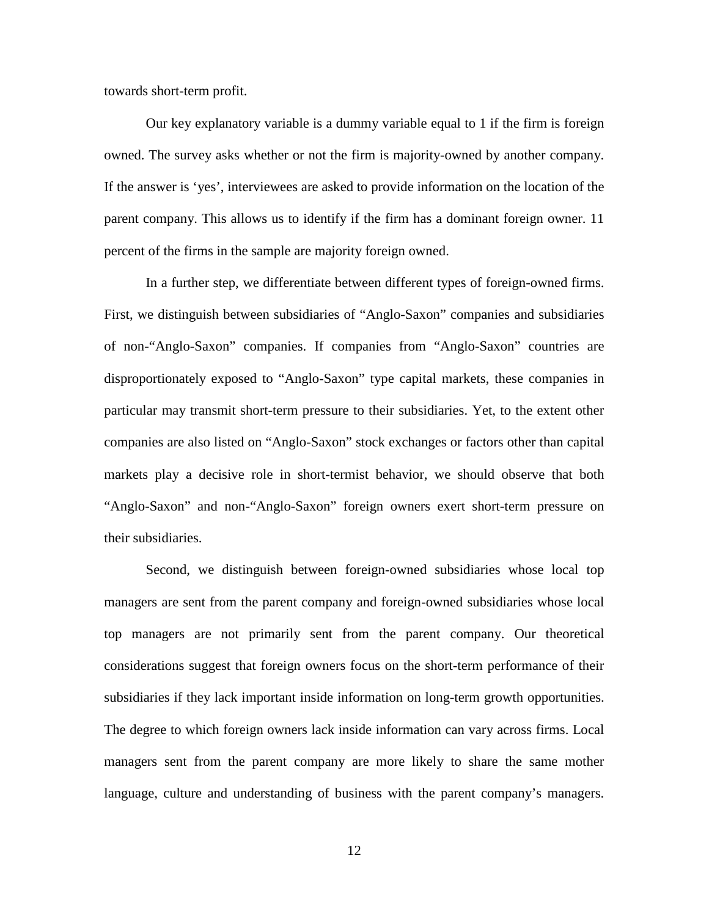towards short-term profit.

Our key explanatory variable is a dummy variable equal to 1 if the firm is foreign owned. The survey asks whether or not the firm is majority-owned by another company. If the answer is 'yes', interviewees are asked to provide information on the location of the parent company. This allows us to identify if the firm has a dominant foreign owner. 11 percent of the firms in the sample are majority foreign owned.

In a further step, we differentiate between different types of foreign-owned firms. First, we distinguish between subsidiaries of "Anglo-Saxon" companies and subsidiaries of non-"Anglo-Saxon" companies. If companies from "Anglo-Saxon" countries are disproportionately exposed to "Anglo-Saxon" type capital markets, these companies in particular may transmit short-term pressure to their subsidiaries. Yet, to the extent other companies are also listed on "Anglo-Saxon" stock exchanges or factors other than capital markets play a decisive role in short-termist behavior, we should observe that both "Anglo-Saxon" and non-"Anglo-Saxon" foreign owners exert short-term pressure on their subsidiaries.

Second, we distinguish between foreign-owned subsidiaries whose local top managers are sent from the parent company and foreign-owned subsidiaries whose local top managers are not primarily sent from the parent company. Our theoretical considerations suggest that foreign owners focus on the short-term performance of their subsidiaries if they lack important inside information on long-term growth opportunities. The degree to which foreign owners lack inside information can vary across firms. Local managers sent from the parent company are more likely to share the same mother language, culture and understanding of business with the parent company's managers.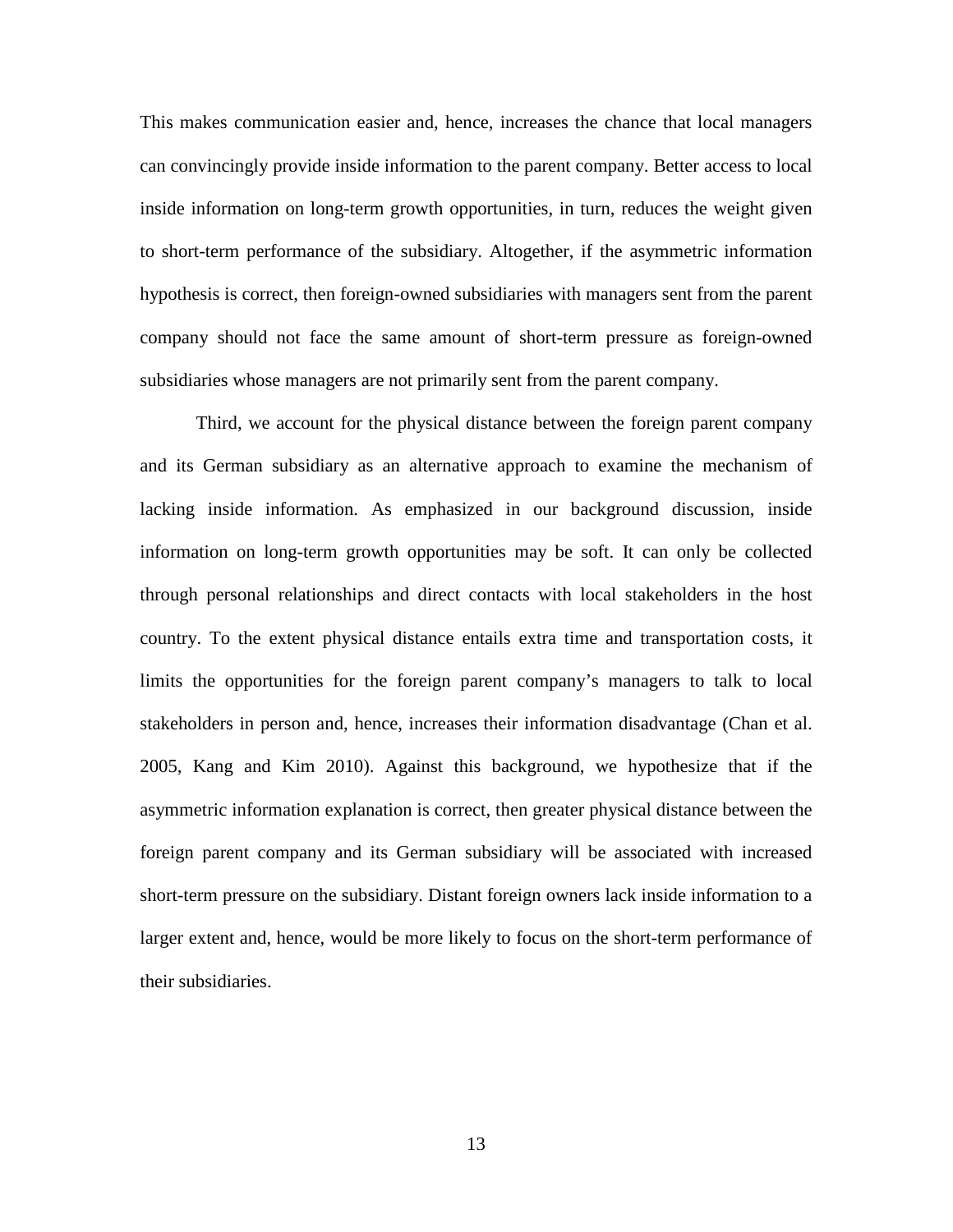This makes communication easier and, hence, increases the chance that local managers can convincingly provide inside information to the parent company. Better access to local inside information on long-term growth opportunities, in turn, reduces the weight given to short-term performance of the subsidiary. Altogether, if the asymmetric information hypothesis is correct, then foreign-owned subsidiaries with managers sent from the parent company should not face the same amount of short-term pressure as foreign-owned subsidiaries whose managers are not primarily sent from the parent company.

Third, we account for the physical distance between the foreign parent company and its German subsidiary as an alternative approach to examine the mechanism of lacking inside information. As emphasized in our background discussion, inside information on long-term growth opportunities may be soft. It can only be collected through personal relationships and direct contacts with local stakeholders in the host country. To the extent physical distance entails extra time and transportation costs, it limits the opportunities for the foreign parent company's managers to talk to local stakeholders in person and, hence, increases their information disadvantage (Chan et al. 2005, Kang and Kim 2010). Against this background, we hypothesize that if the asymmetric information explanation is correct, then greater physical distance between the foreign parent company and its German subsidiary will be associated with increased short-term pressure on the subsidiary. Distant foreign owners lack inside information to a larger extent and, hence, would be more likely to focus on the short-term performance of their subsidiaries.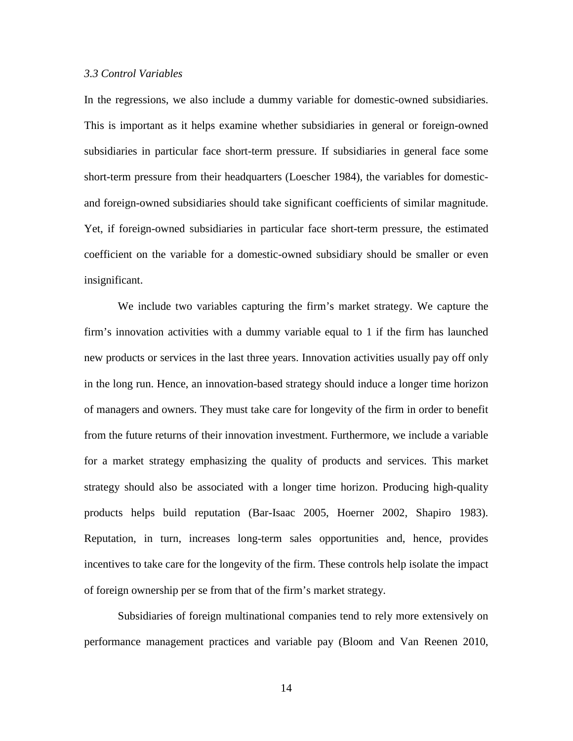### *3.3 Control Variables*

In the regressions, we also include a dummy variable for domestic-owned subsidiaries. This is important as it helps examine whether subsidiaries in general or foreign-owned subsidiaries in particular face short-term pressure. If subsidiaries in general face some short-term pressure from their headquarters (Loescher 1984), the variables for domestic- and foreign-owned subsidiaries should take significant coefficients of similar magnitude. Yet, if foreign-owned subsidiaries in particular face short-term pressure, the estimated coefficient on the variable for a domestic-owned subsidiary should be smaller or even insignificant.

We include two variables capturing the firm's market strategy. We capture the firm's innovation activities with a dummy variable equal to 1 if the firm has launched new products or services in the last three years. Innovation activities usually pay off only in the long run. Hence, an innovation-based strategy should induce a longer time horizon of managers and owners. They must take care for longevity of the firm in order to benefit from the future returns of their innovation investment. Furthermore, we include a variable for a market strategy emphasizing the quality of products and services. This market strategy should also be associated with a longer time horizon. Producing high-quality products helps build reputation (Bar-Isaac 2005, Hoerner 2002, Shapiro 1983). Reputation, in turn, increases long-term sales opportunities and, hence, provides incentives to take care for the longevity of the firm. These controls help isolate the impact of foreign ownership per se from that of the firm's market strategy.

Subsidiaries of foreign multinational companies tend to rely more extensively on performance management practices and variable pay (Bloom and Van Reenen 2010,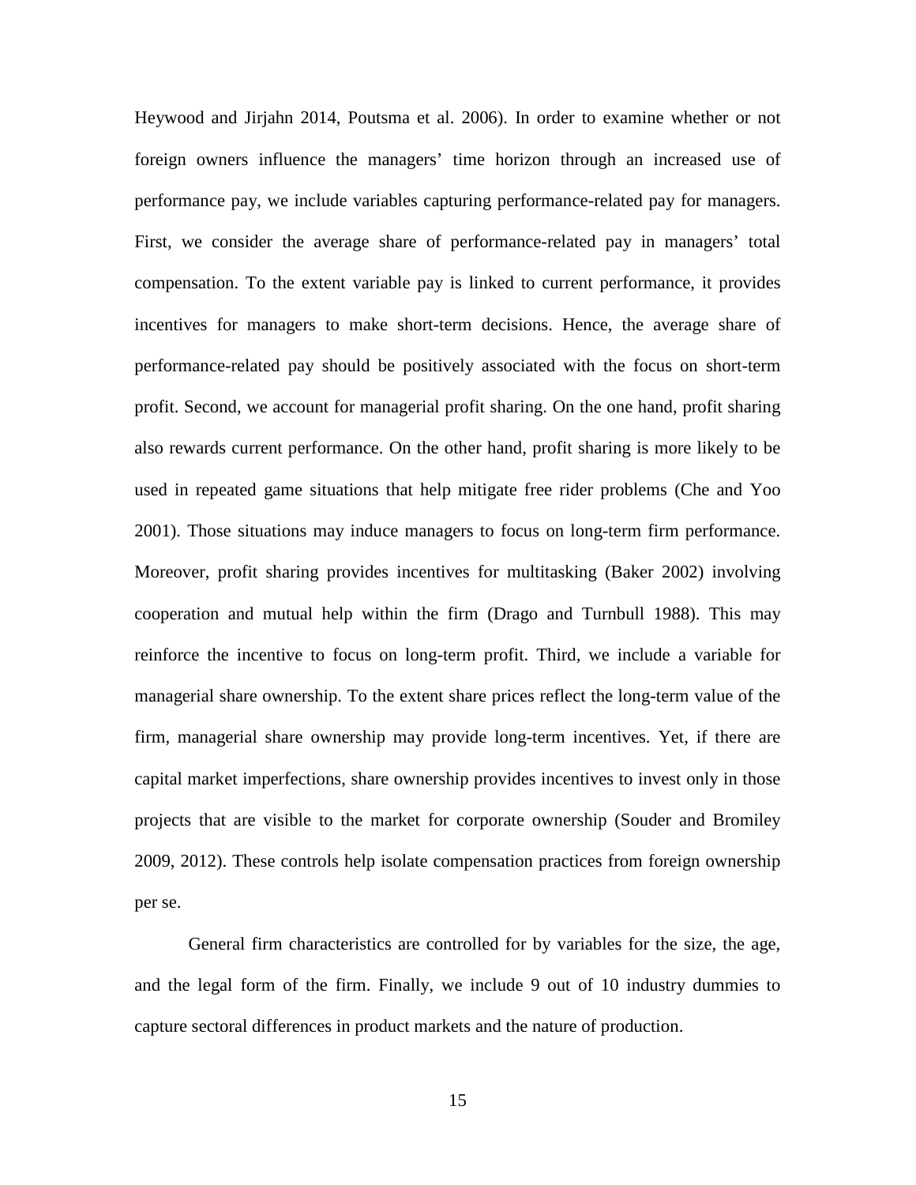Heywood and Jirjahn 2014, Poutsma et al. 2006). In order to examine whether or not foreign owners influence the managers' time horizon through an increased use of performance pay, we include variables capturing performance-related pay for managers. First, we consider the average share of performance-related pay in managers' total compensation. To the extent variable pay is linked to current performance, it provides incentives for managers to make short-term decisions. Hence, the average share of performance-related pay should be positively associated with the focus on short-term profit. Second, we account for managerial profit sharing. On the one hand, profit sharing also rewards current performance. On the other hand, profit sharing is more likely to be used in repeated game situations that help mitigate free rider problems (Che and Yoo 2001). Those situations may induce managers to focus on long-term firm performance. Moreover, profit sharing provides incentives for multitasking (Baker 2002) involving cooperation and mutual help within the firm (Drago and Turnbull 1988). This may reinforce the incentive to focus on long-term profit. Third, we include a variable for managerial share ownership. To the extent share prices reflect the long-term value of the firm, managerial share ownership may provide long-term incentives. Yet, if there are capital market imperfections, share ownership provides incentives to invest only in those projects that are visible to the market for corporate ownership (Souder and Bromiley 2009, 2012). These controls help isolate compensation practices from foreign ownership per se.

General firm characteristics are controlled for by variables for the size, the age, and the legal form of the firm. Finally, we include 9 out of 10 industry dummies to capture sectoral differences in product markets and the nature of production.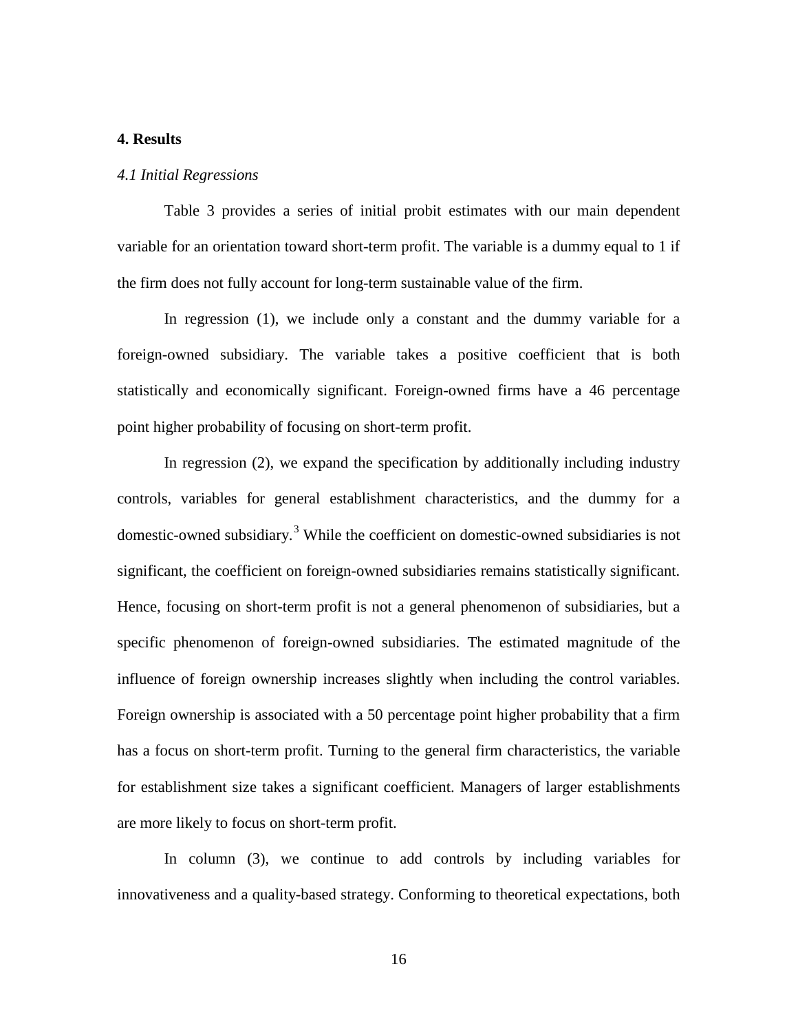## 4. Results

### *4.1 Initial Regressions*

Table 3 provides a series of initial probit estimates with our main dependent variable for an orientation toward short-term profit. The variable is a dummy equal to 1 if the firm does not fully account for long-term sustainable value of the firm.

In regression (1), we include only a constant and the dummy variable for a foreign-owned subsidiary. The variable takes a positive coefficient that is both statistically and economically significant. Foreign-owned firms have a 46 percentage point higher probability of focusing on short-term profit.

In regression (2), we expand the specification by additionally including industry controls, variables for general establishment characteristics, and the dummy for a domestic-owned subsidiary.[3] While the coefficient on domestic-owned subsidiaries is not significant, the coefficient on foreign-owned subsidiaries remains statistically significant. Hence, focusing on short-term profit is not a general phenomenon of subsidiaries, but a specific phenomenon of foreign-owned subsidiaries. The estimated magnitude of the influence of foreign ownership increases slightly when including the control variables. Foreign ownership is associated with a 50 percentage point higher probability that a firm has a focus on short-term profit. Turning to the general firm characteristics, the variable for establishment size takes a significant coefficient. Managers of larger establishments are more likely to focus on short-term profit.

In column (3), we continue to add controls by including variables for innovativeness and a quality-based strategy. Conforming to theoretical expectations, both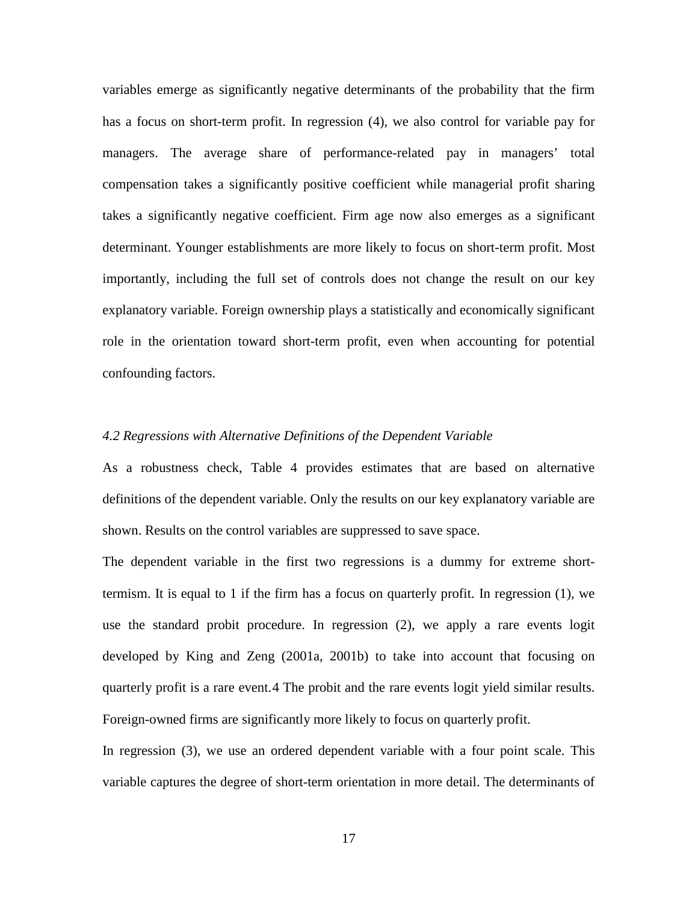variables emerge as significantly negative determinants of the probability that the firm has a focus on short-term profit. In regression (4), we also control for variable pay for managers. The average share of performance-related pay in managers' total compensation takes a significantly positive coefficient while managerial profit sharing takes a significantly negative coefficient. Firm age now also emerges as a significant determinant. Younger establishments are more likely to focus on short-term profit. Most importantly, including the full set of controls does not change the result on our key explanatory variable. Foreign ownership plays a statistically and economically significant role in the orientation toward short-term profit, even when accounting for potential confounding factors.

### *4.2 Regressions with Alternative Definitions of the Dependent Variable*

As a robustness check, Table 4 provides estimates that are based on alternative definitions of the dependent variable. Only the results on our key explanatory variable are shown. Results on the control variables are suppressed to save space.

The dependent variable in the first two regressions is a dummy for extreme short-termism. It is equal to 1 if the firm has a focus on quarterly profit. In regression (1), we use the standard probit procedure. In regression (2), we apply a rare events logit developed by King and Zeng (2001a, 2001b) to take into account that focusing on quarterly profit is a rare event.[4] The probit and the rare events logit yield similar results. Foreign-owned firms are significantly more likely to focus on quarterly profit.

In regression (3), we use an ordered dependent variable with a four point scale. This variable captures the degree of short-term orientation in more detail. The determinants of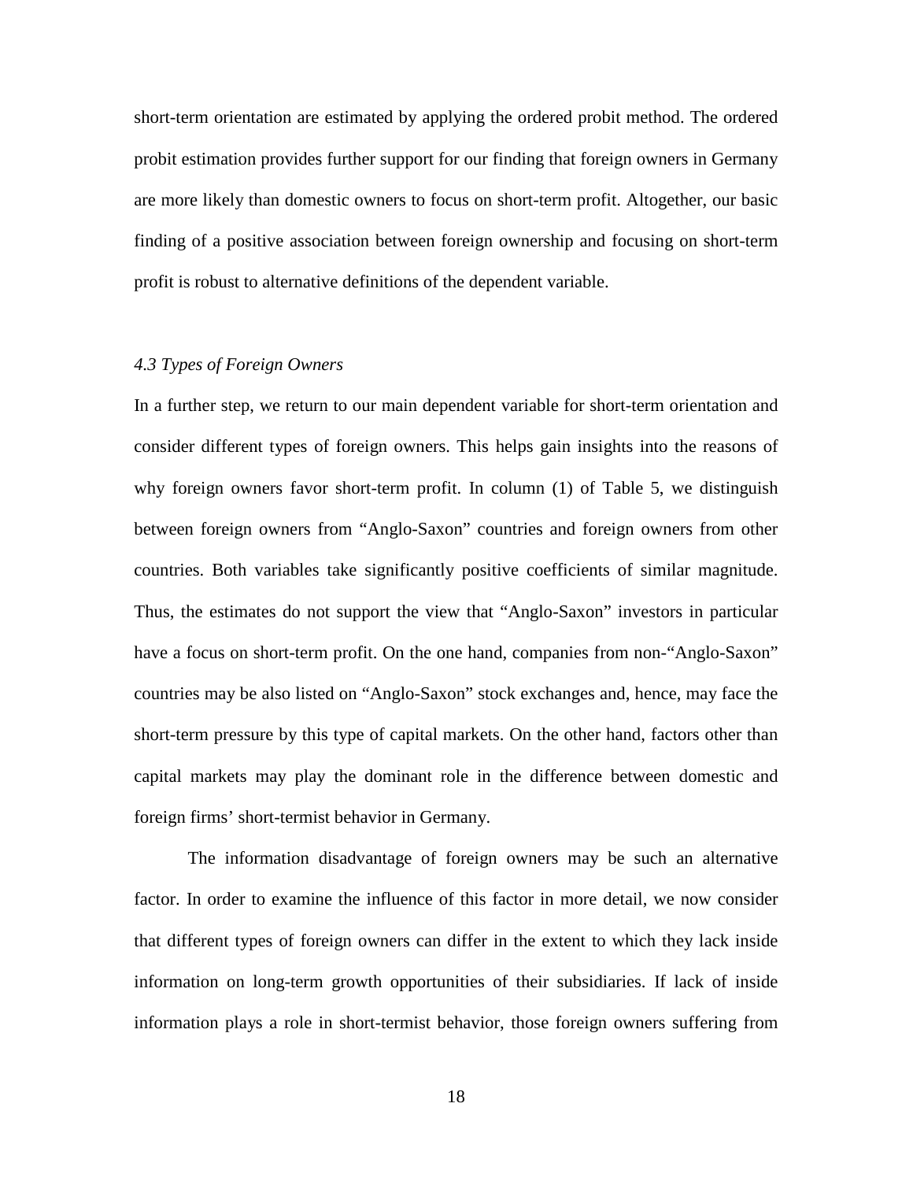short-term orientation are estimated by applying the ordered probit method. The ordered probit estimation provides further support for our finding that foreign owners in Germany are more likely than domestic owners to focus on short-term profit. Altogether, our basic finding of a positive association between foreign ownership and focusing on short-term profit is robust to alternative definitions of the dependent variable.

### *4.3 Types of Foreign Owners*

In a further step, we return to our main dependent variable for short-term orientation and consider different types of foreign owners. This helps gain insights into the reasons of why foreign owners favor short-term profit. In column (1) of Table 5, we distinguish between foreign owners from "Anglo-Saxon" countries and foreign owners from other countries. Both variables take significantly positive coefficients of similar magnitude. Thus, the estimates do not support the view that "Anglo-Saxon" investors in particular have a focus on short-term profit. On the one hand, companies from non-"Anglo-Saxon" countries may be also listed on "Anglo-Saxon" stock exchanges and, hence, may face the short-term pressure by this type of capital markets. On the other hand, factors other than capital markets may play the dominant role in the difference between domestic and foreign firms' short-termist behavior in Germany.

The information disadvantage of foreign owners may be such an alternative factor. In order to examine the influence of this factor in more detail, we now consider that different types of foreign owners can differ in the extent to which they lack inside information on long-term growth opportunities of their subsidiaries. If lack of inside information plays a role in short-termist behavior, those foreign owners suffering from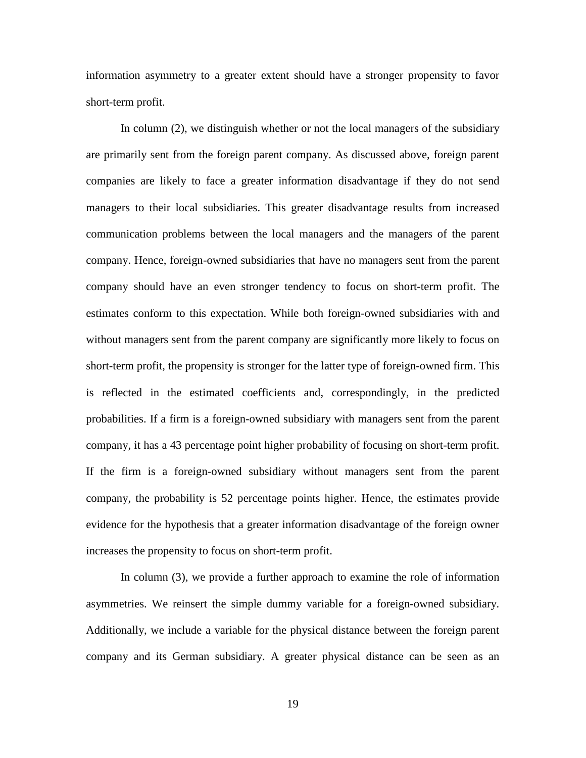information asymmetry to a greater extent should have a stronger propensity to favor short-term profit.

In column (2), we distinguish whether or not the local managers of the subsidiary are primarily sent from the foreign parent company. As discussed above, foreign parent companies are likely to face a greater information disadvantage if they do not send managers to their local subsidiaries. This greater disadvantage results from increased communication problems between the local managers and the managers of the parent company. Hence, foreign-owned subsidiaries that have no managers sent from the parent company should have an even stronger tendency to focus on short-term profit. The estimates conform to this expectation. While both foreign-owned subsidiaries with and without managers sent from the parent company are significantly more likely to focus on short-term profit, the propensity is stronger for the latter type of foreign-owned firm. This is reflected in the estimated coefficients and, correspondingly, in the predicted probabilities. If a firm is a foreign-owned subsidiary with managers sent from the parent company, it has a 43 percentage point higher probability of focusing on short-term profit. If the firm is a foreign-owned subsidiary without managers sent from the parent company, the probability is 52 percentage points higher. Hence, the estimates provide evidence for the hypothesis that a greater information disadvantage of the foreign owner increases the propensity to focus on short-term profit.

In column (3), we provide a further approach to examine the role of information asymmetries. We reinsert the simple dummy variable for a foreign-owned subsidiary. Additionally, we include a variable for the physical distance between the foreign parent company and its German subsidiary. A greater physical distance can be seen as an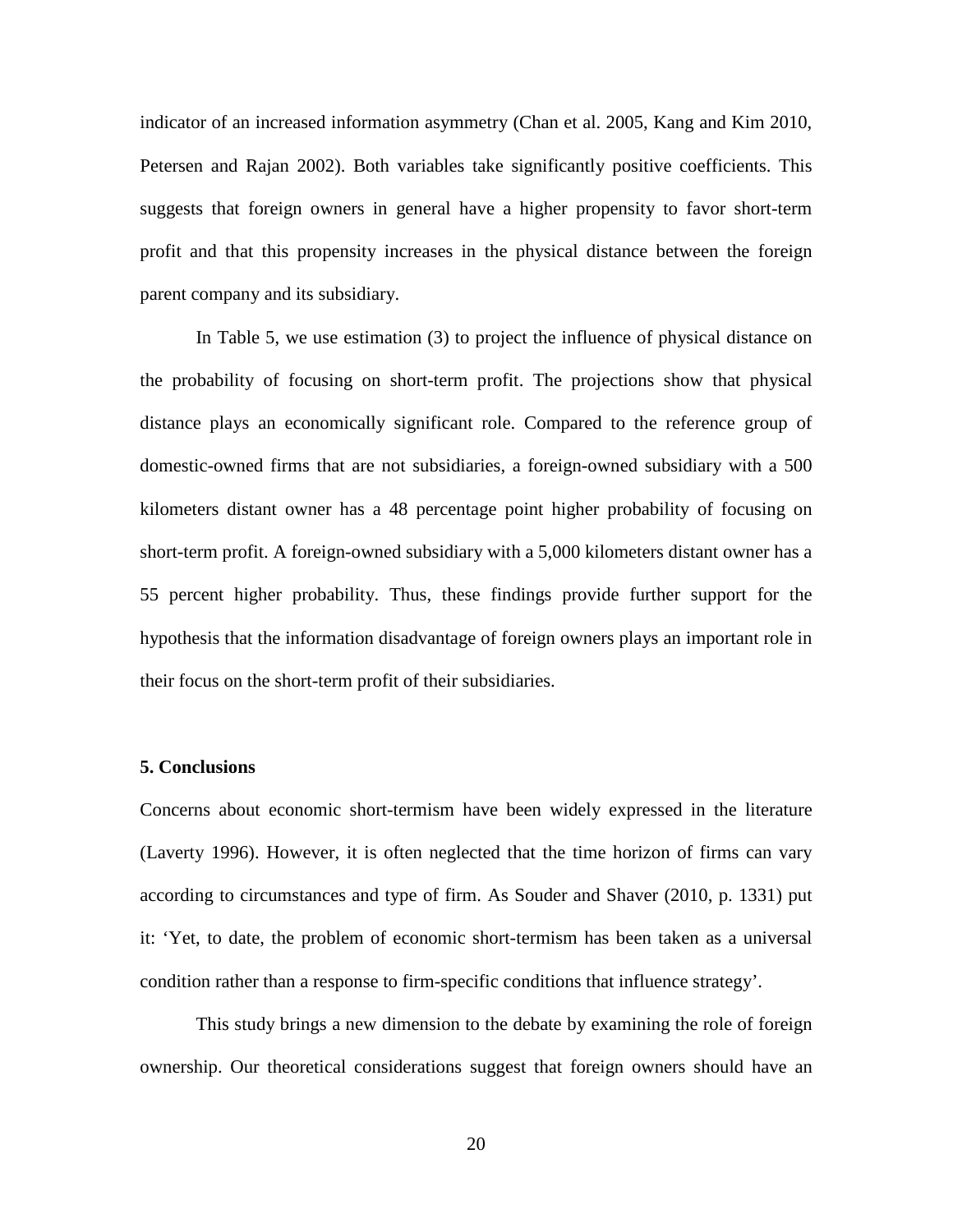indicator of an increased information asymmetry (Chan et al. 2005, Kang and Kim 2010, Petersen and Rajan 2002). Both variables take significantly positive coefficients. This suggests that foreign owners in general have a higher propensity to favor short-term profit and that this propensity increases in the physical distance between the foreign parent company and its subsidiary.

In Table 5, we use estimation (3) to project the influence of physical distance on the probability of focusing on short-term profit. The projections show that physical distance plays an economically significant role. Compared to the reference group of domestic-owned firms that are not subsidiaries, a foreign-owned subsidiary with a 500 kilometers distant owner has a 48 percentage point higher probability of focusing on short-term profit. A foreign-owned subsidiary with a 5,000 kilometers distant owner has a 55 percent higher probability. Thus, these findings provide further support for the hypothesis that the information disadvantage of foreign owners plays an important role in their focus on the short-term profit of their subsidiaries.

## 5. Conclusions

Concerns about economic short-termism have been widely expressed in the literature (Laverty 1996). However, it is often neglected that the time horizon of firms can vary according to circumstances and type of firm. As Souder and Shaver (2010, p. 1331) put it: 'Yet, to date, the problem of economic short-termism has been taken as a universal condition rather than a response to firm-specific conditions that influence strategy'.

This study brings a new dimension to the debate by examining the role of foreign ownership. Our theoretical considerations suggest that foreign owners should have an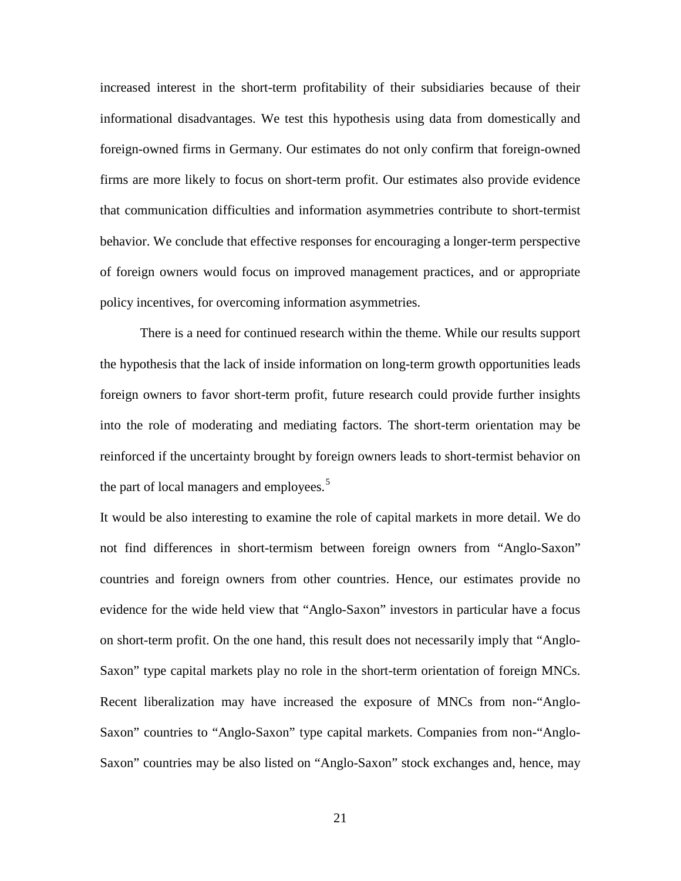increased interest in the short-term profitability of their subsidiaries because of their informational disadvantages. We test this hypothesis using data from domestically and foreign-owned firms in Germany. Our estimates do not only confirm that foreign-owned firms are more likely to focus on short-term profit. Our estimates also provide evidence that communication difficulties and information asymmetries contribute to short-termist behavior. We conclude that effective responses for encouraging a longer-term perspective of foreign owners would focus on improved management practices, and or appropriate policy incentives, for overcoming information asymmetries.

There is a need for continued research within the theme. While our results support the hypothesis that the lack of inside information on long-term growth opportunities leads foreign owners to favor short-term profit, future research could provide further insights into the role of moderating and mediating factors. The short-term orientation may be reinforced if the uncertainty brought by foreign owners leads to short-termist behavior on the part of local managers and employees.[5]

It would be also interesting to examine the role of capital markets in more detail. We do not find differences in short-termism between foreign owners from "Anglo-Saxon" countries and foreign owners from other countries. Hence, our estimates provide no evidence for the wide held view that "Anglo-Saxon" investors in particular have a focus on short-term profit. On the one hand, this result does not necessarily imply that "Anglo-Saxon" type capital markets play no role in the short-term orientation of foreign MNCs. Recent liberalization may have increased the exposure of MNCs from non-"Anglo-Saxon" countries to "Anglo-Saxon" type capital markets. Companies from non-"Anglo-Saxon" countries may be also listed on "Anglo-Saxon" stock exchanges and, hence, may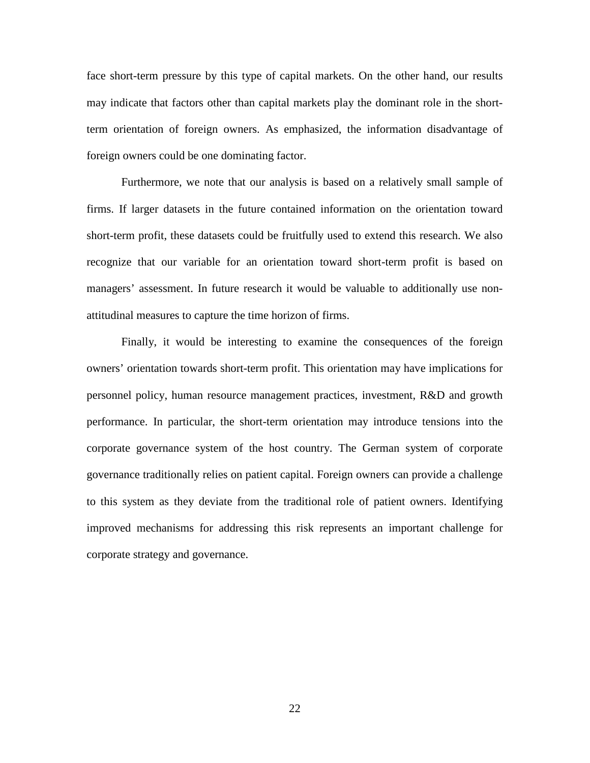face short-term pressure by this type of capital markets. On the other hand, our results may indicate that factors other than capital markets play the dominant role in the short-term orientation of foreign owners. As emphasized, the information disadvantage of foreign owners could be one dominating factor.

Furthermore, we note that our analysis is based on a relatively small sample of firms. If larger datasets in the future contained information on the orientation toward short-term profit, these datasets could be fruitfully used to extend this research. We also recognize that our variable for an orientation toward short-term profit is based on managers' assessment. In future research it would be valuable to additionally use non-attitudinal measures to capture the time horizon of firms.

Finally, it would be interesting to examine the consequences of the foreign owners' orientation towards short-term profit. This orientation may have implications for personnel policy, human resource management practices, investment, R&D and growth performance. In particular, the short-term orientation may introduce tensions into the corporate governance system of the host country. The German system of corporate governance traditionally relies on patient capital. Foreign owners can provide a challenge to this system as they deviate from the traditional role of patient owners. Identifying improved mechanisms for addressing this risk represents an important challenge for corporate strategy and governance.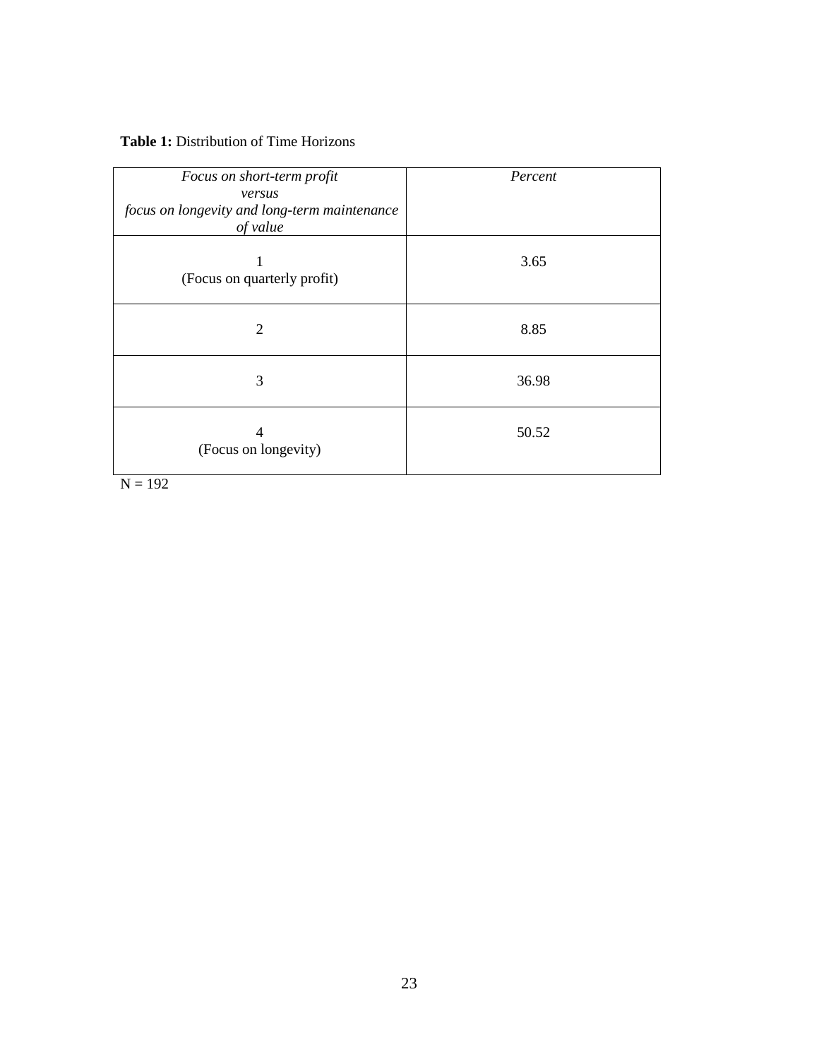**Table 1:** Distribution of Time Horizons

| *Focus on short-term profit versus focus on longevity and long-term maintenance of value* | *Percent* |
|---|---|
| 1 (Focus on quarterly profit) | 3.65 |
| 2 | 8.85 |
| 3 | 36.98 |
| 4 (Focus on longevity) | 50.52 |

N = 192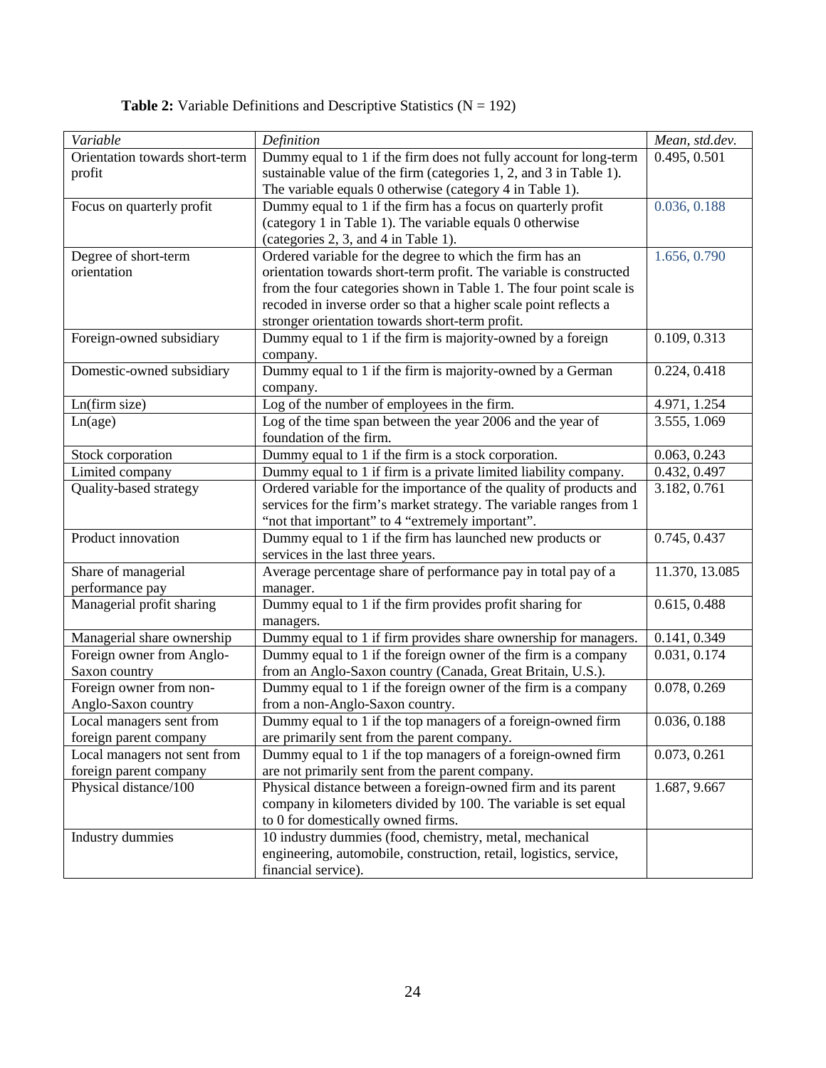**Table 2:** Variable Definitions and Descriptive Statistics (N = 192)

| *Variable* | *Definition* | *Mean, std.dev.* |
|---|---|---|
| Orientation towards short-term profit | Dummy equal to 1 if the firm does not fully account for long-term sustainable value of the firm (categories 1, 2, and 3 in Table 1). The variable equals 0 otherwise (category 4 in Table 1). | 0.495, 0.501 |
| Focus on quarterly profit | Dummy equal to 1 if the firm has a focus on quarterly profit (category 1 in Table 1). The variable equals 0 otherwise (categories 2, 3, and 4 in Table 1). | 0.036, 0.188 |
| Degree of short-term orientation | Ordered variable for the degree to which the firm has an orientation towards short-term profit. The variable is constructed from the four categories shown in Table 1. The four point scale is recoded in inverse order so that a higher scale point reflects a stronger orientation towards short-term profit. | 1.656, 0.790 |
| Foreign-owned subsidiary | Dummy equal to 1 if the firm is majority-owned by a foreign company. | 0.109, 0.313 |
| Domestic-owned subsidiary | Dummy equal to 1 if the firm is majority-owned by a German company. | 0.224, 0.418 |
| Ln(firm size) | Log of the number of employees in the firm. | 4.971, 1.254 |
| Ln(age) | Log of the time span between the year 2006 and the year of foundation of the firm. | 3.555, 1.069 |
| Stock corporation | Dummy equal to 1 if the firm is a stock corporation. | 0.063, 0.243 |
| Limited company | Dummy equal to 1 if firm is a private limited liability company. | 0.432, 0.497 |
| Quality-based strategy | Ordered variable for the importance of the quality of products and services for the firm's market strategy. The variable ranges from 1 "not that important" to 4 "extremely important". | 3.182, 0.761 |
| Product innovation | Dummy equal to 1 if the firm has launched new products or services in the last three years. | 0.745, 0.437 |
| Share of managerial performance pay | Average percentage share of performance pay in total pay of a manager. | 11.370, 13.085 |
| Managerial profit sharing | Dummy equal to 1 if the firm provides profit sharing for managers. | 0.615, 0.488 |
| Managerial share ownership | Dummy equal to 1 if firm provides share ownership for managers. | 0.141, 0.349 |
| Foreign owner from Anglo-Saxon country | Dummy equal to 1 if the foreign owner of the firm is a company from an Anglo-Saxon country (Canada, Great Britain, U.S.). | 0.031, 0.174 |
| Foreign owner from non-Anglo-Saxon country | Dummy equal to 1 if the foreign owner of the firm is a company from a non-Anglo-Saxon country. | 0.078, 0.269 |
| Local managers sent from foreign parent company | Dummy equal to 1 if the top managers of a foreign-owned firm are primarily sent from the parent company. | 0.036, 0.188 |
| Local managers not sent from foreign parent company | Dummy equal to 1 if the top managers of a foreign-owned firm are not primarily sent from the parent company. | 0.073, 0.261 |
| Physical distance/100 | Physical distance between a foreign-owned firm and its parent company in kilometers divided by 100. The variable is set equal to 0 for domestically owned firms. | 1.687, 9.667 |
| Industry dummies | 10 industry dummies (food, chemistry, metal, mechanical engineering, automobile, construction, retail, logistics, service, financial service). | |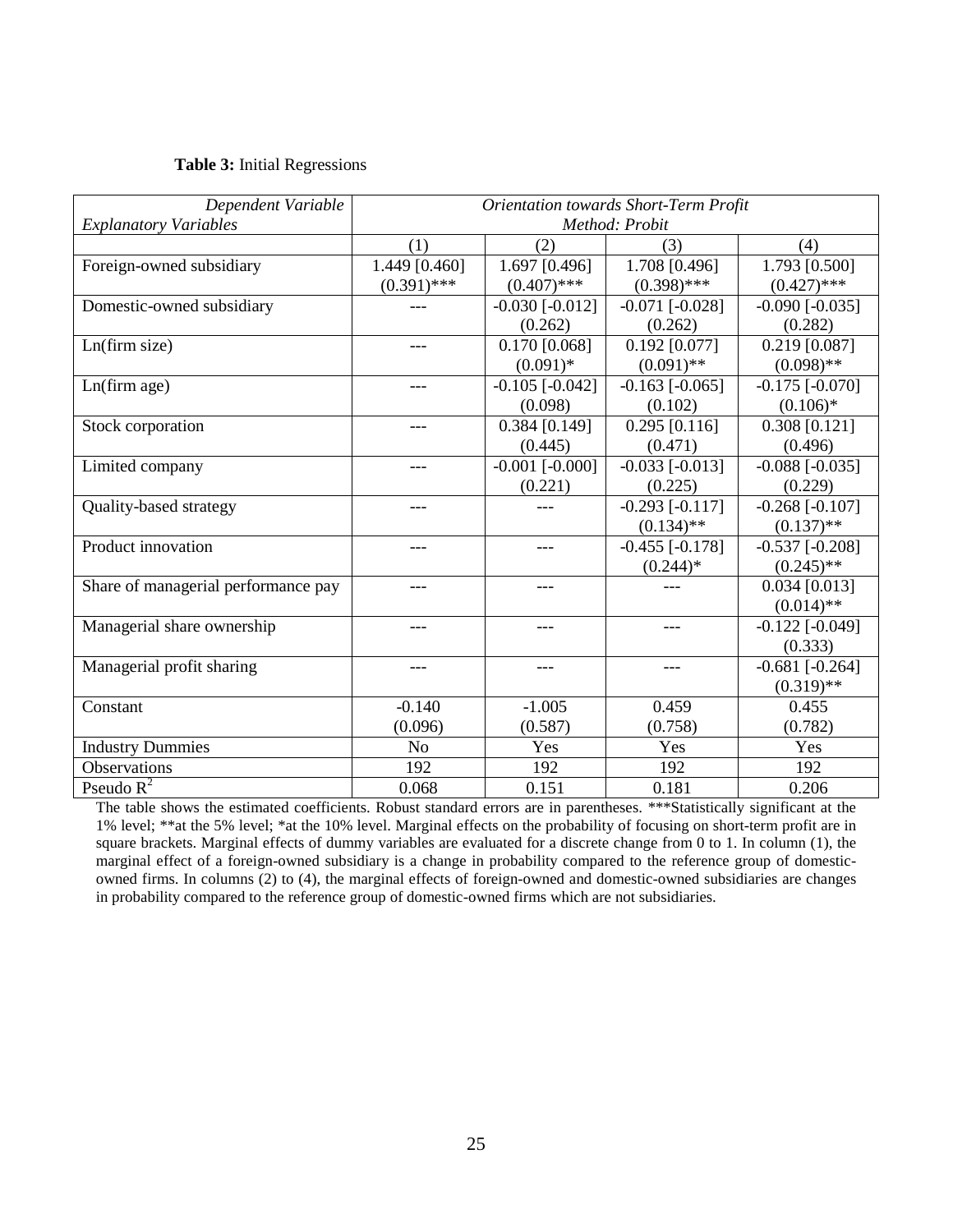**Table 3:** Initial Regressions

| *Dependent Variable* | *Orientation towards Short-Term Profit* | | | |
|---|---|---|---|---|
| *Explanatory Variables* | *Method: Probit* | | | |
| | (1) | (2) | (3) | (4) |
| Foreign-owned subsidiary | 1.449 [0.460] (0.391)*** | 1.697 [0.496] (0.407)*** | 1.708 [0.496] (0.398)*** | 1.793 [0.500] (0.427)*** |
| Domestic-owned subsidiary | --- | -0.030 [-0.012] (0.262) | -0.071 [-0.028] (0.262) | -0.090 [-0.035] (0.282) |
| Ln(firm size) | --- | 0.170 [0.068] (0.091)* | 0.192 [0.077] (0.091)** | 0.219 [0.087] (0.098)** |
| Ln(firm age) | --- | -0.105 [-0.042] (0.098) | -0.163 [-0.065] (0.102) | -0.175 [-0.070] (0.106)* |
| Stock corporation | --- | 0.384 [0.149] (0.445) | 0.295 [0.116] (0.471) | 0.308 [0.121] (0.496) |
| Limited company | --- | -0.001 [-0.000] (0.221) | -0.033 [-0.013] (0.225) | -0.088 [-0.035] (0.229) |
| Quality-based strategy | --- | --- | -0.293 [-0.117] (0.134)** | -0.268 [-0.107] (0.137)** |
| Product innovation | --- | --- | -0.455 [-0.178] (0.244)* | -0.537 [-0.208] (0.245)** |
| Share of managerial performance pay | --- | --- | --- | 0.034 [0.013] (0.014)** |
| Managerial share ownership | --- | --- | --- | -0.122 [-0.049] (0.333) |
| Managerial profit sharing | --- | --- | --- | -0.681 [-0.264] (0.319)** |
| Constant | -0.140 (0.096) | -1.005 (0.587) | 0.459 (0.758) | 0.455 (0.782) |
| Industry Dummies | No | Yes | Yes | Yes |
| Observations | 192 | 192 | 192 | 192 |
| Pseudo $R^2$ | 0.068 | 0.151 | 0.181 | 0.206 |

The table shows the estimated coefficients. Robust standard errors are in parentheses. ***Statistically significant at the 1% level; **at the 5% level; *at the 10% level. Marginal effects on the probability of focusing on short-term profit are in square brackets. Marginal effects of dummy variables are evaluated for a discrete change from 0 to 1. In column (1), the marginal effect of a foreign-owned subsidiary is a change in probability compared to the reference group of domestic-owned firms. In columns (2) to (4), the marginal effects of foreign-owned and domestic-owned subsidiaries are changes in probability compared to the reference group of domestic-owned firms which are not subsidiaries.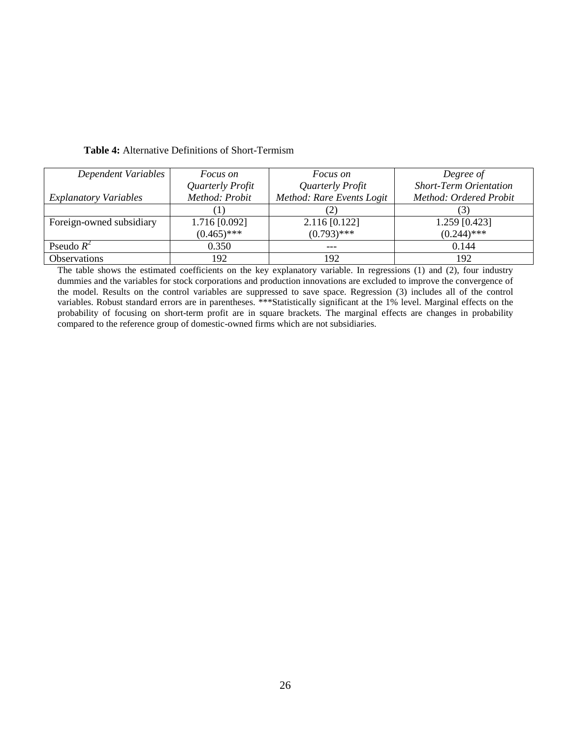**Table 4:** Alternative Definitions of Short-Termism

| *Dependent Variables* / *Explanatory Variables* | *Focus on Quarterly Profit Method: Probit* | *Focus on Quarterly Profit Method: Rare Events Logit* | *Degree of Short-Term Orientation Method: Ordered Probit* |
|---|---|---|---|
| | (1) | (2) | (3) |
| Foreign-owned subsidiary | 1.716 [0.092] (0.465)*** | 2.116 [0.122] (0.793)*** | 1.259 [0.423] (0.244)*** |
| Pseudo $R^2$ | 0.350 | --- | 0.144 |
| Observations | 192 | 192 | 192 |

The table shows the estimated coefficients on the key explanatory variable. In regressions (1) and (2), four industry dummies and the variables for stock corporations and production innovations are excluded to improve the convergence of the model. Results on the control variables are suppressed to save space. Regression (3) includes all of the control variables. Robust standard errors are in parentheses. ***Statistically significant at the 1% level. Marginal effects on the probability of focusing on short-term profit are in square brackets. The marginal effects are changes in probability compared to the reference group of domestic-owned firms which are not subsidiaries.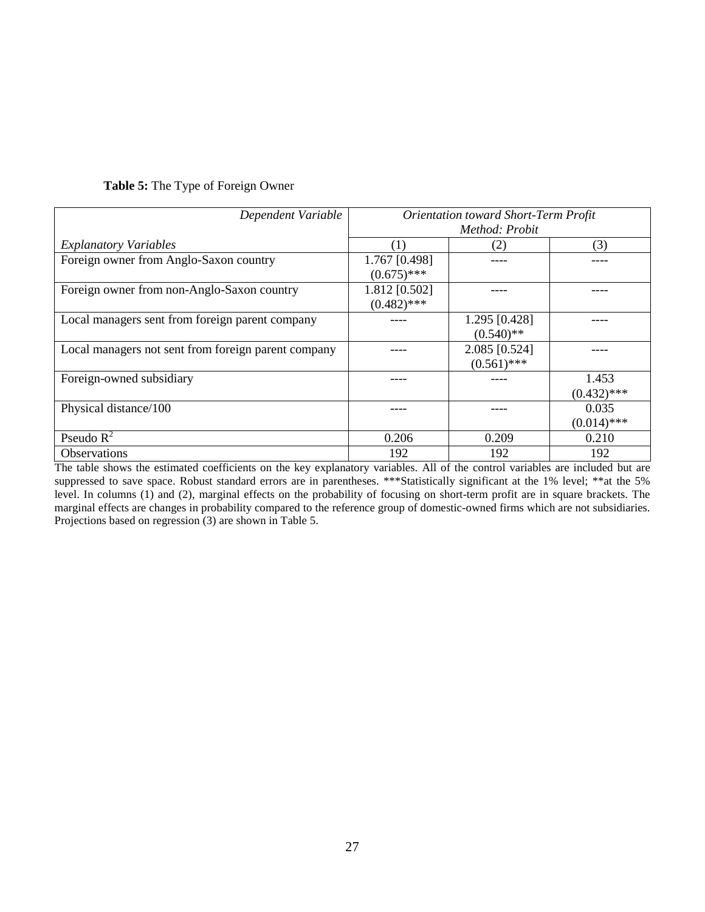**Table 5:** The Type of Foreign Owner

| *Dependent Variable* | *Orientation toward Short-Term Profit* *Method: Probit* | | |
|---|---|---|---|
| *Explanatory Variables* | (1) | (2) | (3) |
| Foreign owner from Anglo-Saxon country | 1.767 [0.498] (0.675)*** | ---- | ---- |
| Foreign owner from non-Anglo-Saxon country | 1.812 [0.502] (0.482)*** | ---- | ---- |
| Local managers sent from foreign parent company | ---- | 1.295 [0.428] (0.540)** | ---- |
| Local managers not sent from foreign parent company | ---- | 2.085 [0.524] (0.561)*** | ---- |
| Foreign-owned subsidiary | ---- | ---- | 1.453 (0.432)*** |
| Physical distance/100 | ---- | ---- | 0.035 (0.014)*** |
| Pseudo $R^2$ | 0.206 | 0.209 | 0.210 |
| Observations | 192 | 192 | 192 |

The table shows the estimated coefficients on the key explanatory variables. All of the control variables are included but are suppressed to save space. Robust standard errors are in parentheses. ***Statistically significant at the 1% level; **at the 5% level. In columns (1) and (2), marginal effects on the probability of focusing on short-term profit are in square brackets. The marginal effects are changes in probability compared to the reference group of domestic-owned firms which are not subsidiaries. Projections based on regression (3) are shown in Table 5.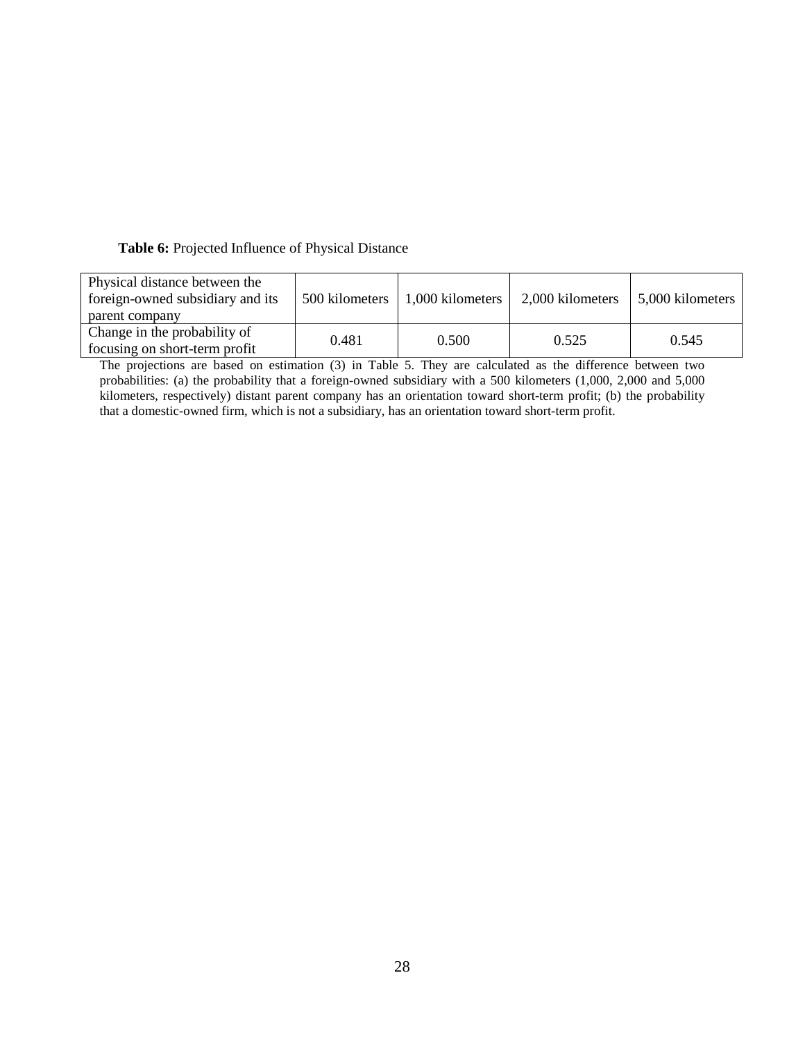**Table 6:** Projected Influence of Physical Distance

| Physical distance between the foreign-owned subsidiary and its parent company | 500 kilometers | 1,000 kilometers | 2,000 kilometers | 5,000 kilometers |
|---|---|---|---|---|
| Change in the probability of focusing on short-term profit | 0.481 | 0.500 | 0.525 | 0.545 |

The projections are based on estimation (3) in Table 5. They are calculated as the difference between two probabilities: (a) the probability that a foreign-owned subsidiary with a 500 kilometers (1,000, 2,000 and 5,000 kilometers, respectively) distant parent company has an orientation toward short-term profit; (b) the probability that a domestic-owned firm, which is not a subsidiary, has an orientation toward short-term profit.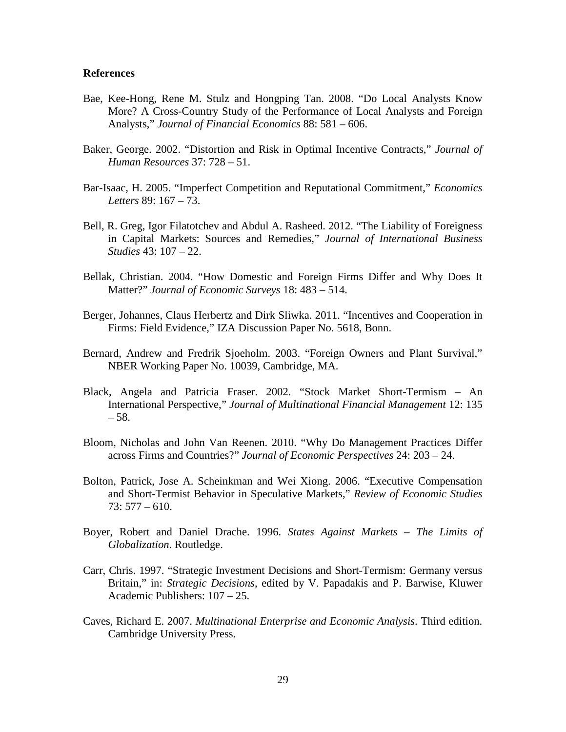**References**

Bae, Kee-Hong, Rene M. Stulz and Hongping Tan. 2008. "Do Local Analysts Know More? A Cross-Country Study of the Performance of Local Analysts and Foreign Analysts," *Journal of Financial Economics* 88: 581 – 606.

Baker, George. 2002. "Distortion and Risk in Optimal Incentive Contracts," *Journal of Human Resources* 37: 728 – 51.

Bar-Isaac, H. 2005. "Imperfect Competition and Reputational Commitment," *Economics Letters* 89: 167 – 73.

Bell, R. Greg, Igor Filatotchev and Abdul A. Rasheed. 2012. "The Liability of Foreigness in Capital Markets: Sources and Remedies," *Journal of International Business Studies* 43: 107 – 22.

Bellak, Christian. 2004. "How Domestic and Foreign Firms Differ and Why Does It Matter?" *Journal of Economic Surveys* 18: 483 – 514.

Berger, Johannes, Claus Herbertz and Dirk Sliwka. 2011. "Incentives and Cooperation in Firms: Field Evidence," IZA Discussion Paper No. 5618, Bonn.

Bernard, Andrew and Fredrik Sjoeholm. 2003. "Foreign Owners and Plant Survival," NBER Working Paper No. 10039, Cambridge, MA.

Black, Angela and Patricia Fraser. 2002. "Stock Market Short-Termism – An International Perspective," *Journal of Multinational Financial Management* 12: 135 – 58.

Bloom, Nicholas and John Van Reenen. 2010. "Why Do Management Practices Differ across Firms and Countries?" *Journal of Economic Perspectives* 24: 203 – 24.

Bolton, Patrick, Jose A. Scheinkman and Wei Xiong. 2006. "Executive Compensation and Short-Termist Behavior in Speculative Markets," *Review of Economic Studies* 73: 577 – 610.

Boyer, Robert and Daniel Drache. 1996. *States Against Markets – The Limits of Globalization*. Routledge.

Carr, Chris. 1997. "Strategic Investment Decisions and Short-Termism: Germany versus Britain," in: *Strategic Decisions*, edited by V. Papadakis and P. Barwise, Kluwer Academic Publishers: 107 – 25.

Caves, Richard E. 2007. *Multinational Enterprise and Economic Analysis*. Third edition. Cambridge University Press.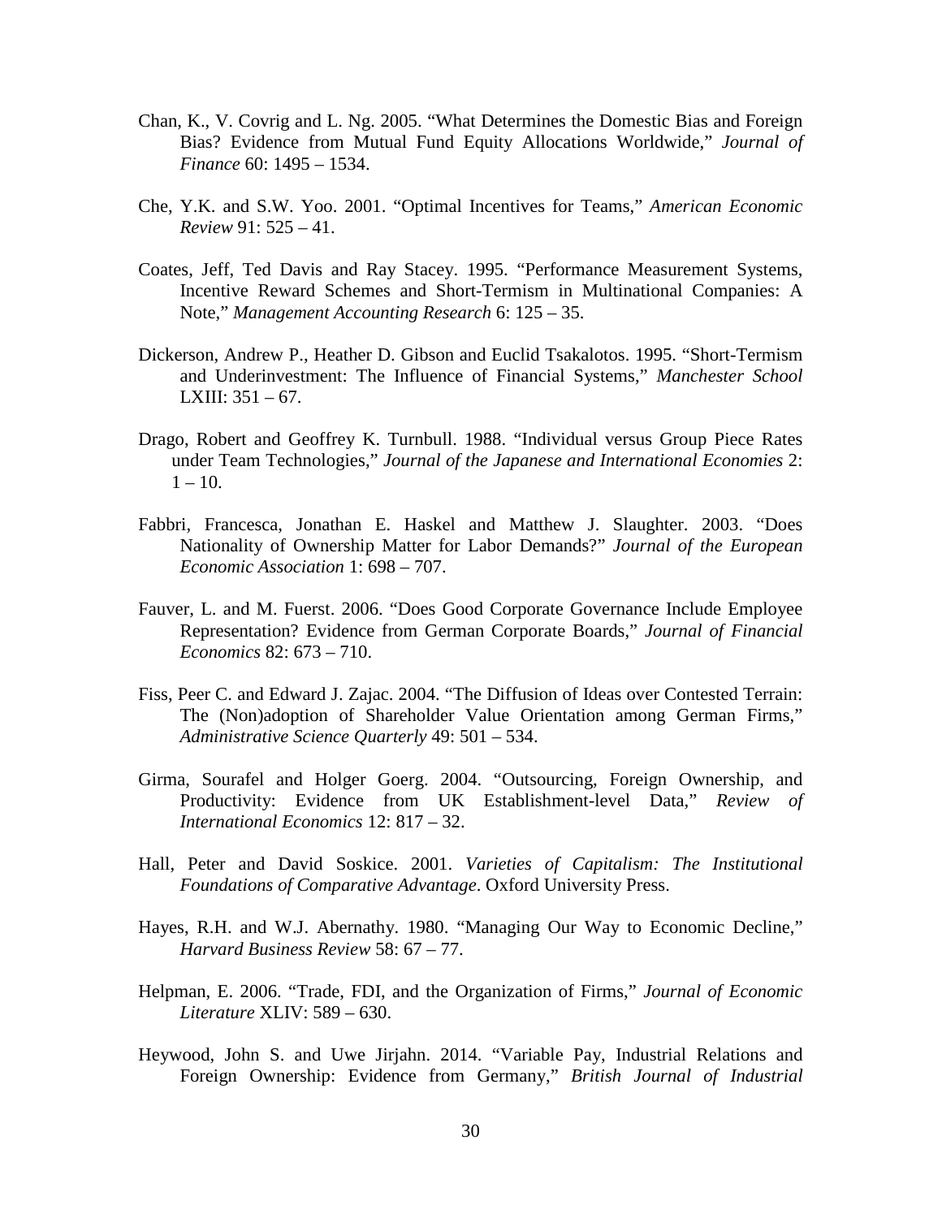Chan, K., V. Covrig and L. Ng. 2005. "What Determines the Domestic Bias and Foreign Bias? Evidence from Mutual Fund Equity Allocations Worldwide," *Journal of Finance* 60: 1495 – 1534.

Che, Y.K. and S.W. Yoo. 2001. "Optimal Incentives for Teams," *American Economic Review* 91: 525 – 41.

Coates, Jeff, Ted Davis and Ray Stacey. 1995. "Performance Measurement Systems, Incentive Reward Schemes and Short-Termism in Multinational Companies: A Note," *Management Accounting Research* 6: 125 – 35.

Dickerson, Andrew P., Heather D. Gibson and Euclid Tsakalotos. 1995. "Short-Termism and Underinvestment: The Influence of Financial Systems," *Manchester School* LXIII: 351 – 67.

Drago, Robert and Geoffrey K. Turnbull. 1988. "Individual versus Group Piece Rates under Team Technologies," *Journal of the Japanese and International Economies* 2: 1 – 10.

Fabbri, Francesca, Jonathan E. Haskel and Matthew J. Slaughter. 2003. "Does Nationality of Ownership Matter for Labor Demands?" *Journal of the European Economic Association* 1: 698 – 707.

Fauver, L. and M. Fuerst. 2006. "Does Good Corporate Governance Include Employee Representation? Evidence from German Corporate Boards," *Journal of Financial Economics* 82: 673 – 710.

Fiss, Peer C. and Edward J. Zajac. 2004. "The Diffusion of Ideas over Contested Terrain: The (Non)adoption of Shareholder Value Orientation among German Firms," *Administrative Science Quarterly* 49: 501 – 534.

Girma, Sourafel and Holger Goerg. 2004. "Outsourcing, Foreign Ownership, and Productivity: Evidence from UK Establishment-level Data," *Review of International Economics* 12: 817 – 32.

Hall, Peter and David Soskice. 2001. *Varieties of Capitalism: The Institutional Foundations of Comparative Advantage*. Oxford University Press.

Hayes, R.H. and W.J. Abernathy. 1980. "Managing Our Way to Economic Decline," *Harvard Business Review* 58: 67 – 77.

Helpman, E. 2006. "Trade, FDI, and the Organization of Firms," *Journal of Economic Literature* XLIV: 589 – 630.

Heywood, John S. and Uwe Jirjahn. 2014. "Variable Pay, Industrial Relations and Foreign Ownership: Evidence from Germany," *British Journal of Industrial*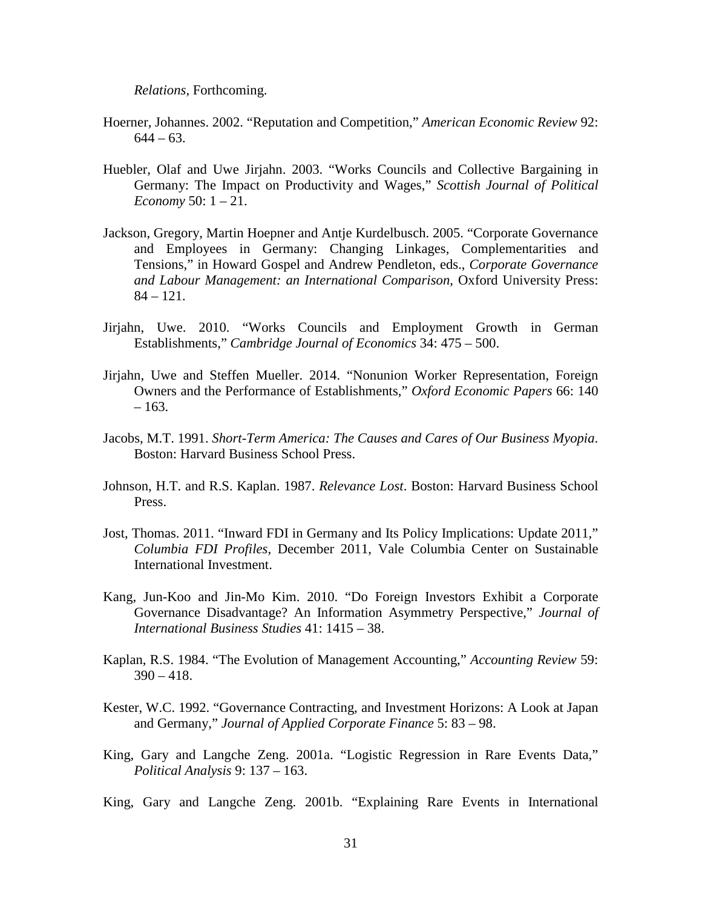*Relations*, Forthcoming.

Hoerner, Johannes. 2002. "Reputation and Competition," *American Economic Review* 92: 644 – 63.

Huebler, Olaf and Uwe Jirjahn. 2003. "Works Councils and Collective Bargaining in Germany: The Impact on Productivity and Wages," *Scottish Journal of Political Economy* 50: 1 – 21.

Jackson, Gregory, Martin Hoepner and Antje Kurdelbusch. 2005. "Corporate Governance and Employees in Germany: Changing Linkages, Complementarities and Tensions," in Howard Gospel and Andrew Pendleton, eds., *Corporate Governance and Labour Management: an International Comparison*, Oxford University Press: 84 – 121.

Jirjahn, Uwe. 2010. "Works Councils and Employment Growth in German Establishments," *Cambridge Journal of Economics* 34: 475 – 500.

Jirjahn, Uwe and Steffen Mueller. 2014. "Nonunion Worker Representation, Foreign Owners and the Performance of Establishments," *Oxford Economic Papers* 66: 140 – 163.

Jacobs, M.T. 1991. *Short-Term America: The Causes and Cares of Our Business Myopia*. Boston: Harvard Business School Press.

Johnson, H.T. and R.S. Kaplan. 1987. *Relevance Lost*. Boston: Harvard Business School Press.

Jost, Thomas. 2011. "Inward FDI in Germany and Its Policy Implications: Update 2011," *Columbia FDI Profiles*, December 2011, Vale Columbia Center on Sustainable International Investment.

Kang, Jun-Koo and Jin-Mo Kim. 2010. "Do Foreign Investors Exhibit a Corporate Governance Disadvantage? An Information Asymmetry Perspective," *Journal of International Business Studies* 41: 1415 – 38.

Kaplan, R.S. 1984. "The Evolution of Management Accounting," *Accounting Review* 59: 390 – 418.

Kester, W.C. 1992. "Governance Contracting, and Investment Horizons: A Look at Japan and Germany," *Journal of Applied Corporate Finance* 5: 83 – 98.

King, Gary and Langche Zeng. 2001a. "Logistic Regression in Rare Events Data," *Political Analysis* 9: 137 – 163.

King, Gary and Langche Zeng. 2001b. "Explaining Rare Events in International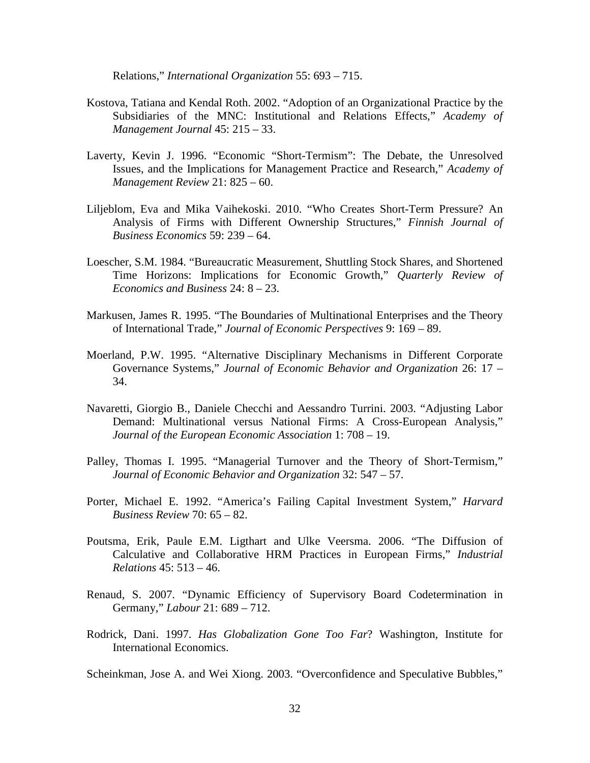Relations," *International Organization* 55: 693 – 715.

Kostova, Tatiana and Kendal Roth. 2002. "Adoption of an Organizational Practice by the Subsidiaries of the MNC: Institutional and Relations Effects," *Academy of Management Journal* 45: 215 – 33.

Laverty, Kevin J. 1996. "Economic "Short-Termism": The Debate, the Unresolved Issues, and the Implications for Management Practice and Research," *Academy of Management Review* 21: 825 – 60.

Liljeblom, Eva and Mika Vaihekoski. 2010. "Who Creates Short-Term Pressure? An Analysis of Firms with Different Ownership Structures," *Finnish Journal of Business Economics* 59: 239 – 64.

Loescher, S.M. 1984. "Bureaucratic Measurement, Shuttling Stock Shares, and Shortened Time Horizons: Implications for Economic Growth," *Quarterly Review of Economics and Business* 24: 8 – 23.

Markusen, James R. 1995. "The Boundaries of Multinational Enterprises and the Theory of International Trade," *Journal of Economic Perspectives* 9: 169 – 89.

Moerland, P.W. 1995. "Alternative Disciplinary Mechanisms in Different Corporate Governance Systems," *Journal of Economic Behavior and Organization* 26: 17 – 34.

Navaretti, Giorgio B., Daniele Checchi and Aessandro Turrini. 2003. "Adjusting Labor Demand: Multinational versus National Firms: A Cross-European Analysis," *Journal of the European Economic Association* 1: 708 – 19.

Palley, Thomas I. 1995. "Managerial Turnover and the Theory of Short-Termism," *Journal of Economic Behavior and Organization* 32: 547 – 57.

Porter, Michael E. 1992. "America's Failing Capital Investment System," *Harvard Business Review* 70: 65 – 82.

Poutsma, Erik, Paule E.M. Ligthart and Ulke Veersma. 2006. "The Diffusion of Calculative and Collaborative HRM Practices in European Firms," *Industrial Relations* 45: 513 – 46.

Renaud, S. 2007. "Dynamic Efficiency of Supervisory Board Codetermination in Germany," *Labour* 21: 689 – 712.

Rodrick, Dani. 1997. *Has Globalization Gone Too Far*? Washington, Institute for International Economics.

Scheinkman, Jose A. and Wei Xiong. 2003. "Overconfidence and Speculative Bubbles,"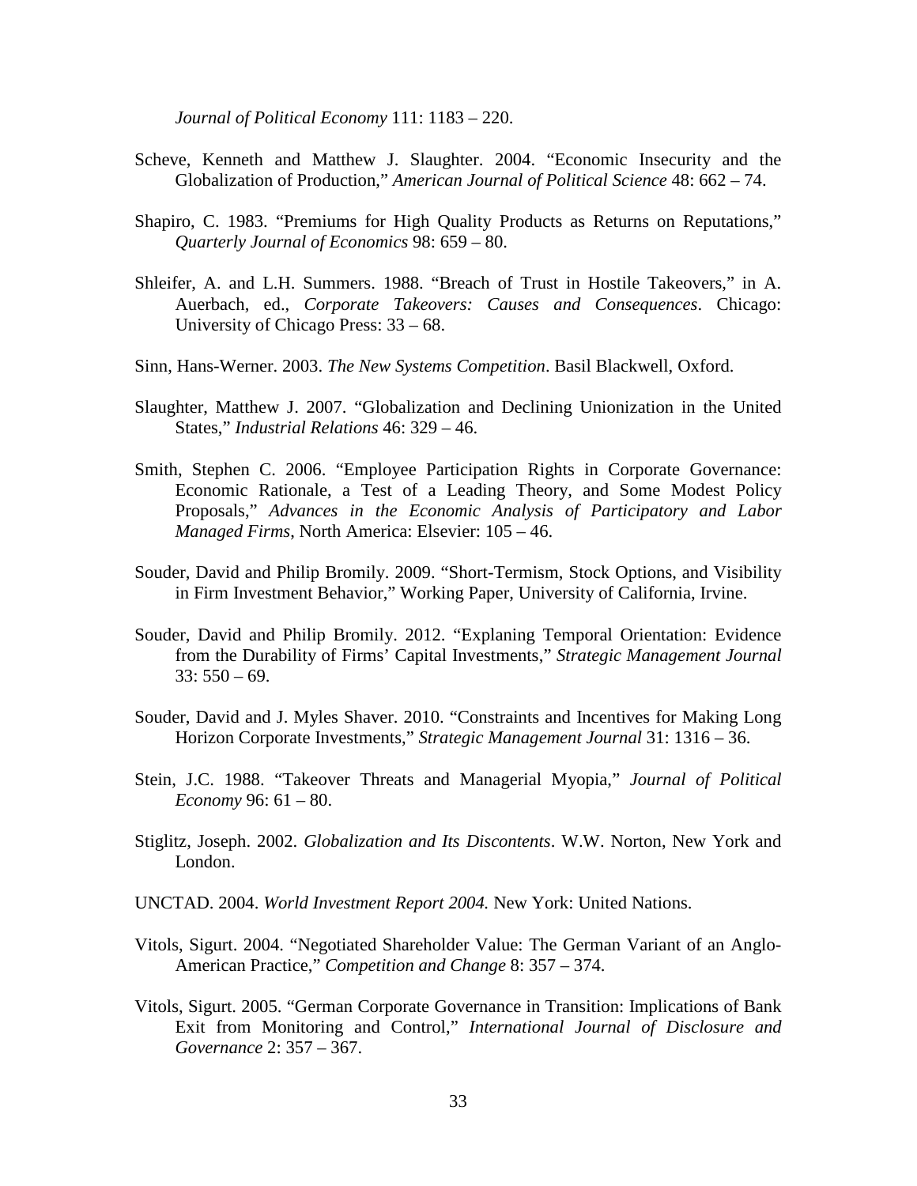*Journal of Political Economy* 111: 1183 – 220.

Scheve, Kenneth and Matthew J. Slaughter. 2004. "Economic Insecurity and the Globalization of Production," *American Journal of Political Science* 48: 662 – 74.

Shapiro, C. 1983. "Premiums for High Quality Products as Returns on Reputations," *Quarterly Journal of Economics* 98: 659 – 80.

Shleifer, A. and L.H. Summers. 1988. "Breach of Trust in Hostile Takeovers," in A. Auerbach, ed., *Corporate Takeovers: Causes and Consequences*. Chicago: University of Chicago Press: 33 – 68.

Sinn, Hans-Werner. 2003. *The New Systems Competition*. Basil Blackwell, Oxford.

Slaughter, Matthew J. 2007. "Globalization and Declining Unionization in the United States," *Industrial Relations* 46: 329 – 46.

Smith, Stephen C. 2006. "Employee Participation Rights in Corporate Governance: Economic Rationale, a Test of a Leading Theory, and Some Modest Policy Proposals," *Advances in the Economic Analysis of Participatory and Labor Managed Firms*, North America: Elsevier: 105 – 46.

Souder, David and Philip Bromily. 2009. "Short-Termism, Stock Options, and Visibility in Firm Investment Behavior," Working Paper, University of California, Irvine.

Souder, David and Philip Bromily. 2012. "Explaning Temporal Orientation: Evidence from the Durability of Firms' Capital Investments," *Strategic Management Journal* 33: 550 – 69.

Souder, David and J. Myles Shaver. 2010. "Constraints and Incentives for Making Long Horizon Corporate Investments," *Strategic Management Journal* 31: 1316 – 36.

Stein, J.C. 1988. "Takeover Threats and Managerial Myopia," *Journal of Political Economy* 96: 61 – 80.

Stiglitz, Joseph. 2002. *Globalization and Its Discontents*. W.W. Norton, New York and London.

UNCTAD. 2004. *World Investment Report 2004.* New York: United Nations.

Vitols, Sigurt. 2004. "Negotiated Shareholder Value: The German Variant of an Anglo-American Practice," *Competition and Change* 8: 357 – 374.

Vitols, Sigurt. 2005. "German Corporate Governance in Transition: Implications of Bank Exit from Monitoring and Control," *International Journal of Disclosure and Governance* 2: 357 – 367.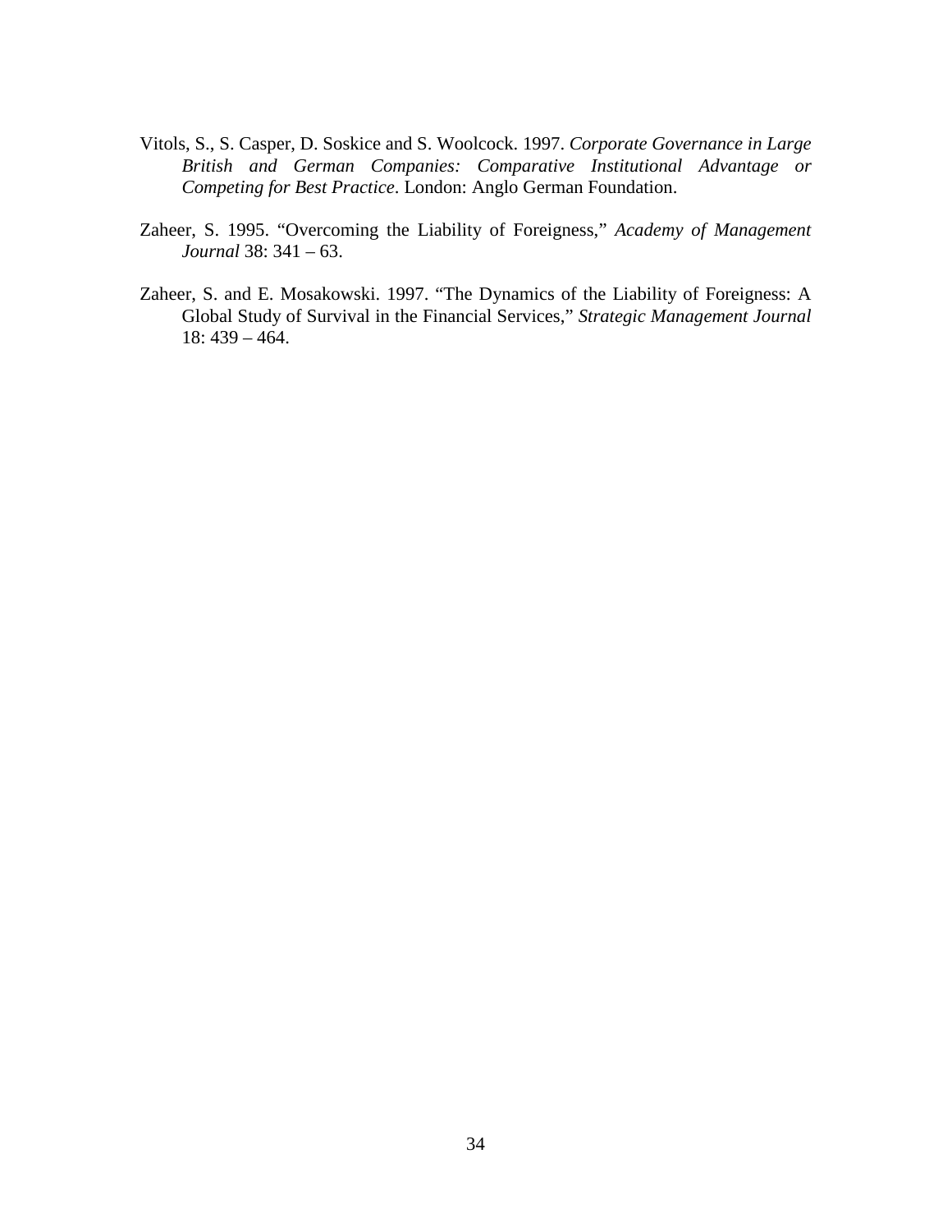Vitols, S., S. Casper, D. Soskice and S. Woolcock. 1997. *Corporate Governance in Large British and German Companies: Comparative Institutional Advantage or Competing for Best Practice*. London: Anglo German Foundation.

Zaheer, S. 1995. “Overcoming the Liability of Foreigness,” *Academy of Management Journal* 38: 341 – 63.

Zaheer, S. and E. Mosakowski. 1997. “The Dynamics of the Liability of Foreigness: A Global Study of Survival in the Financial Services,” *Strategic Management Journal* 18: 439 – 464.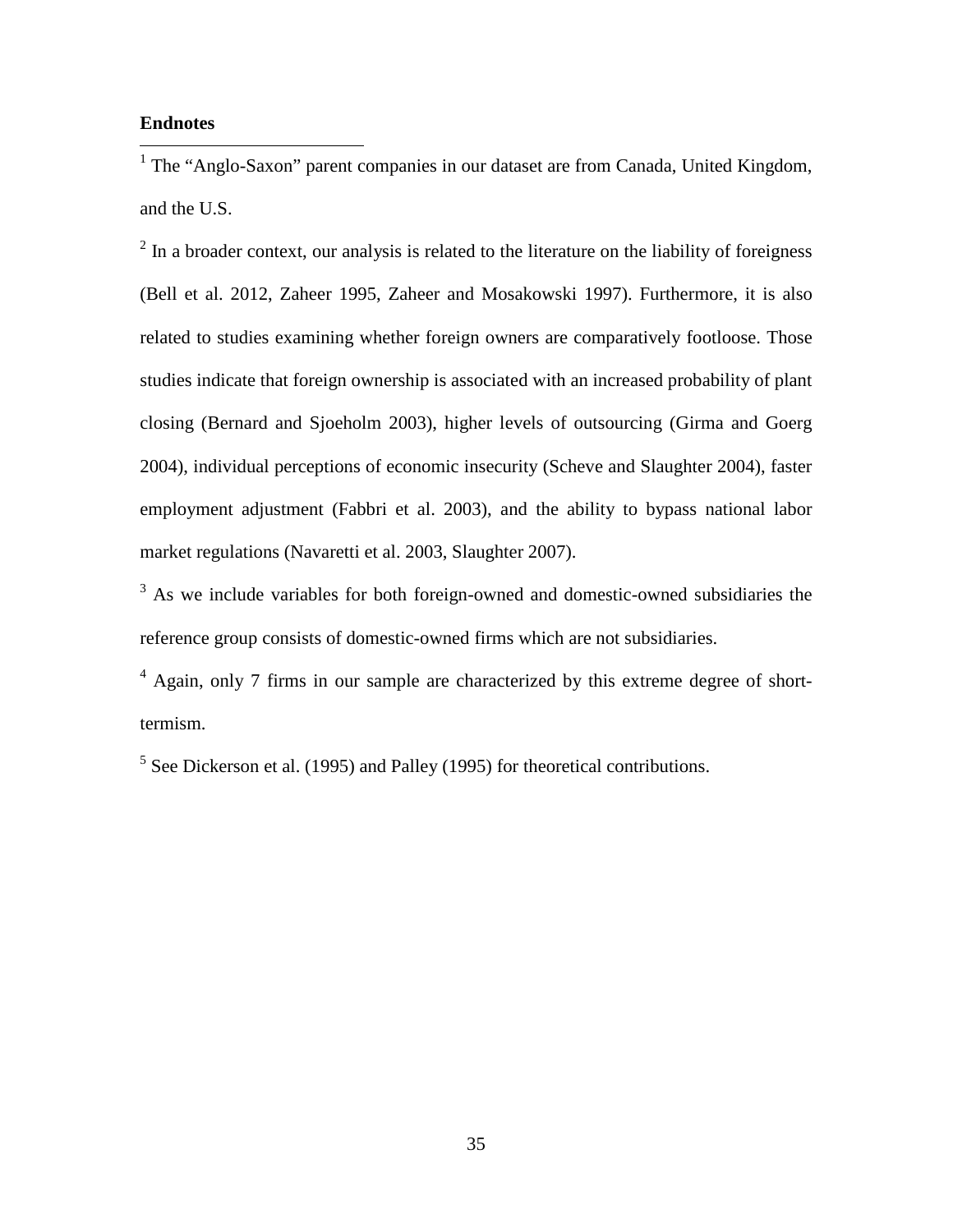**Endnotes**

[1] The "Anglo-Saxon" parent companies in our dataset are from Canada, United Kingdom, and the U.S.

[2] In a broader context, our analysis is related to the literature on the liability of foreigness (Bell et al. 2012, Zaheer 1995, Zaheer and Mosakowski 1997). Furthermore, it is also related to studies examining whether foreign owners are comparatively footloose. Those studies indicate that foreign ownership is associated with an increased probability of plant closing (Bernard and Sjoeholm 2003), higher levels of outsourcing (Girma and Goerg 2004), individual perceptions of economic insecurity (Scheve and Slaughter 2004), faster employment adjustment (Fabbri et al. 2003), and the ability to bypass national labor market regulations (Navaretti et al. 2003, Slaughter 2007).

[3] As we include variables for both foreign-owned and domestic-owned subsidiaries the reference group consists of domestic-owned firms which are not subsidiaries.

[4] Again, only 7 firms in our sample are characterized by this extreme degree of short-termism.

[5] See Dickerson et al. (1995) and Palley (1995) for theoretical contributions.